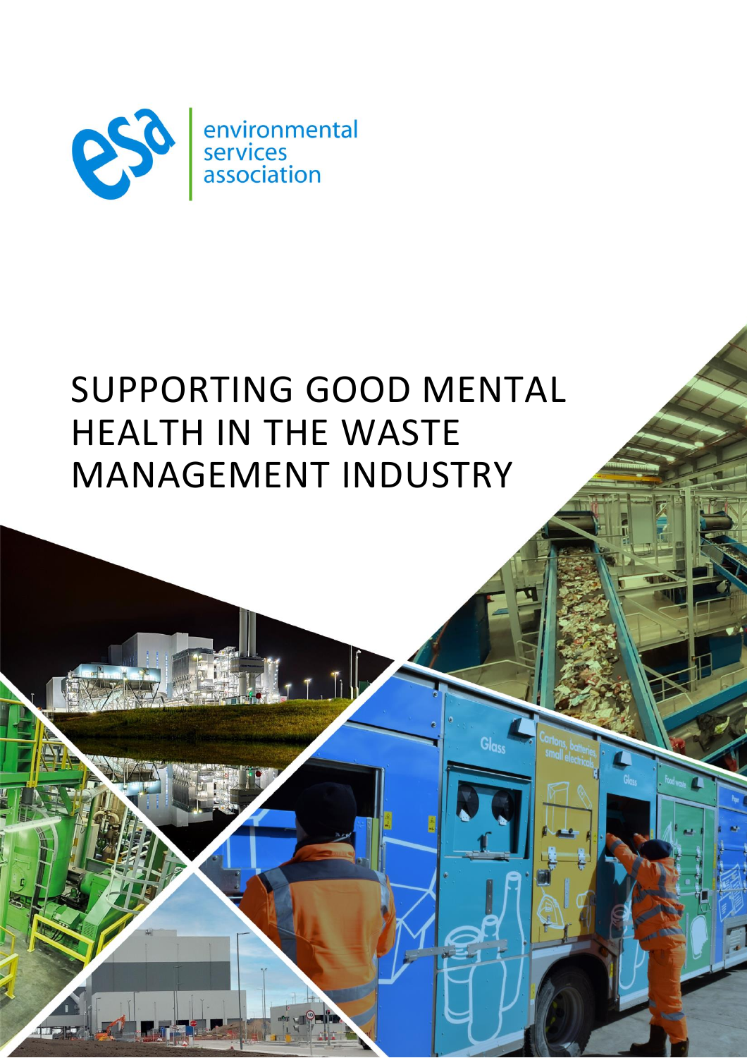environmental services association

# SUPPORTING GOOD MENTAL HEALTH IN THE WASTE MANAGEMENT INDUSTRY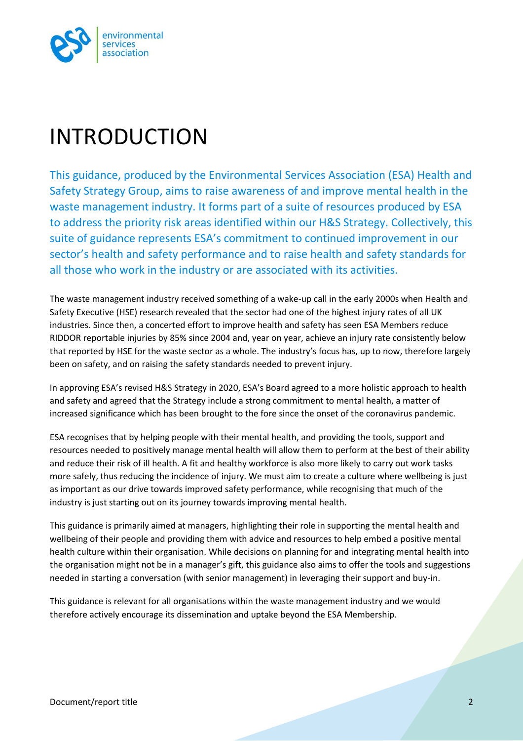# INTRODUCTION

This guidance, produced by the Environmental Services Association (ESA) Health and Safety Strategy Group, aims to raise awareness of and improve mental health in the waste management industry. It forms part of a suite of resources produced by ESA to address the priority risk areas identified within our H&S Strategy. Collectively, this suite of guidance represents ESA's commitment to continued improvement in our sector's health and safety performance and to raise health and safety standards for all those who work in the industry or are associated with its activities.

The waste management industry received something of a wake-up call in the early 2000s when Health and Safety Executive (HSE) research revealed that the sector had one of the highest injury rates of all UK industries. Since then, a concerted effort to improve health and safety has seen ESA Members reduce RIDDOR reportable injuries by 85% since 2004 and, year on year, achieve an injury rate consistently below that reported by HSE for the waste sector as a whole. The industry's focus has, up to now, therefore largely been on safety, and on raising the safety standards needed to prevent injury.

In approving ESA's revised H&S Strategy in 2020, ESA's Board agreed to a more holistic approach to health and safety and agreed that the Strategy include a strong commitment to mental health, a matter of increased significance which has been brought to the fore since the onset of the coronavirus pandemic.

ESA recognises that by helping people with their mental health, and providing the tools, support and resources needed to positively manage mental health will allow them to perform at the best of their ability and reduce their risk of ill health. A fit and healthy workforce is also more likely to carry out work tasks more safely, thus reducing the incidence of injury. We must aim to create a culture where wellbeing is just as important as our drive towards improved safety performance, while recognising that much of the industry is just starting out on its journey towards improving mental health.

This guidance is primarily aimed at managers, highlighting their role in supporting the mental health and wellbeing of their people and providing them with advice and resources to help embed a positive mental health culture within their organisation. While decisions on planning for and integrating mental health into the organisation might not be in a manager's gift, this guidance also aims to offer the tools and suggestions needed in starting a conversation (with senior management) in leveraging their support and buy-in.

This guidance is relevant for all organisations within the waste management industry and we would therefore actively encourage its dissemination and uptake beyond the ESA Membership.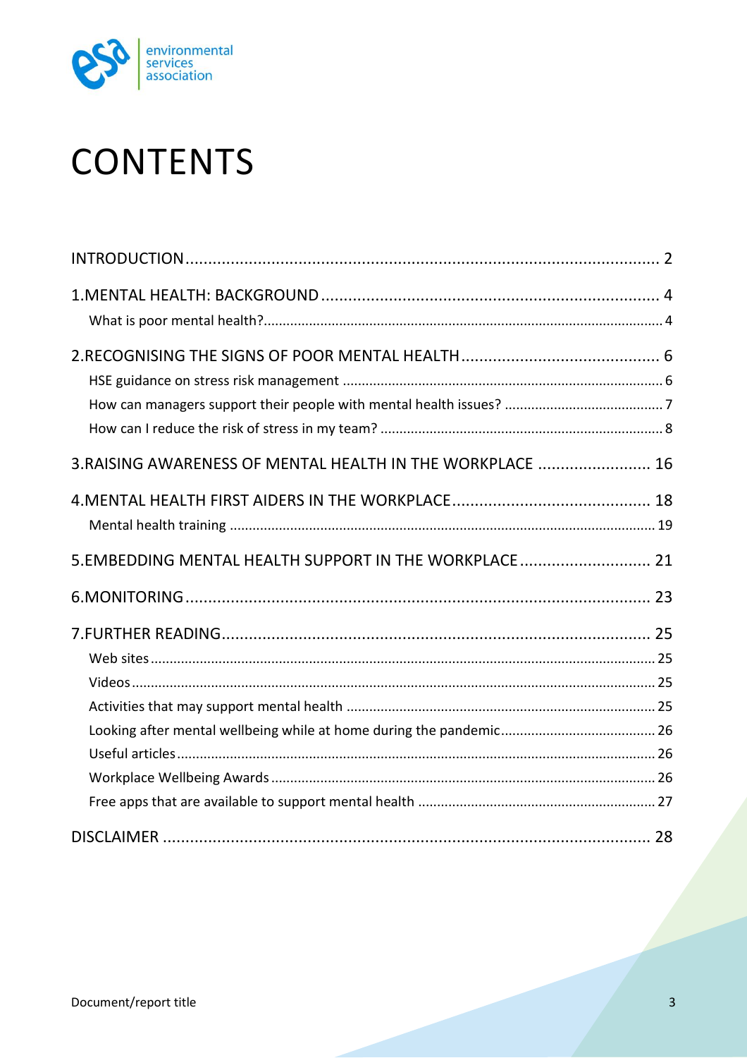# CONTENTS

INTRODUCTION ........................................................................................................ 2

1.MENTAL HEALTH: BACKGROUND .......................................................................... 4

- What is poor mental health? ......................................................................................................... 4

2.RECOGNISING THE SIGNS OF POOR MENTAL HEALTH ............................................ 6

- HSE guidance on stress risk management .................................................................................... 6
- How can managers support their people with mental health issues? .......................................... 7
- How can I reduce the risk of stress in my team? .......................................................................... 8

3.RAISING AWARENESS OF MENTAL HEALTH IN THE WORKPLACE ......................... 16

4.MENTAL HEALTH FIRST AIDERS IN THE WORKPLACE ............................................ 18

- Mental health training ............................................................................................................... 19

5.EMBEDDING MENTAL HEALTH SUPPORT IN THE WORKPLACE ............................. 21

6.MONITORING ...................................................................................................... 23

7.FURTHER READING ............................................................................................... 25

- Web sites .................................................................................................................................... 25
- Videos ........................................................................................................................................ 25
- Activities that may support mental health ................................................................................. 25
- Looking after mental wellbeing while at home during the pandemic ......................................... 26
- Useful articles ............................................................................................................................. 26
- Workplace Wellbeing Awards ..................................................................................................... 26
- Free apps that are available to support mental health .............................................................. 27

DISCLAIMER ............................................................................................................ 28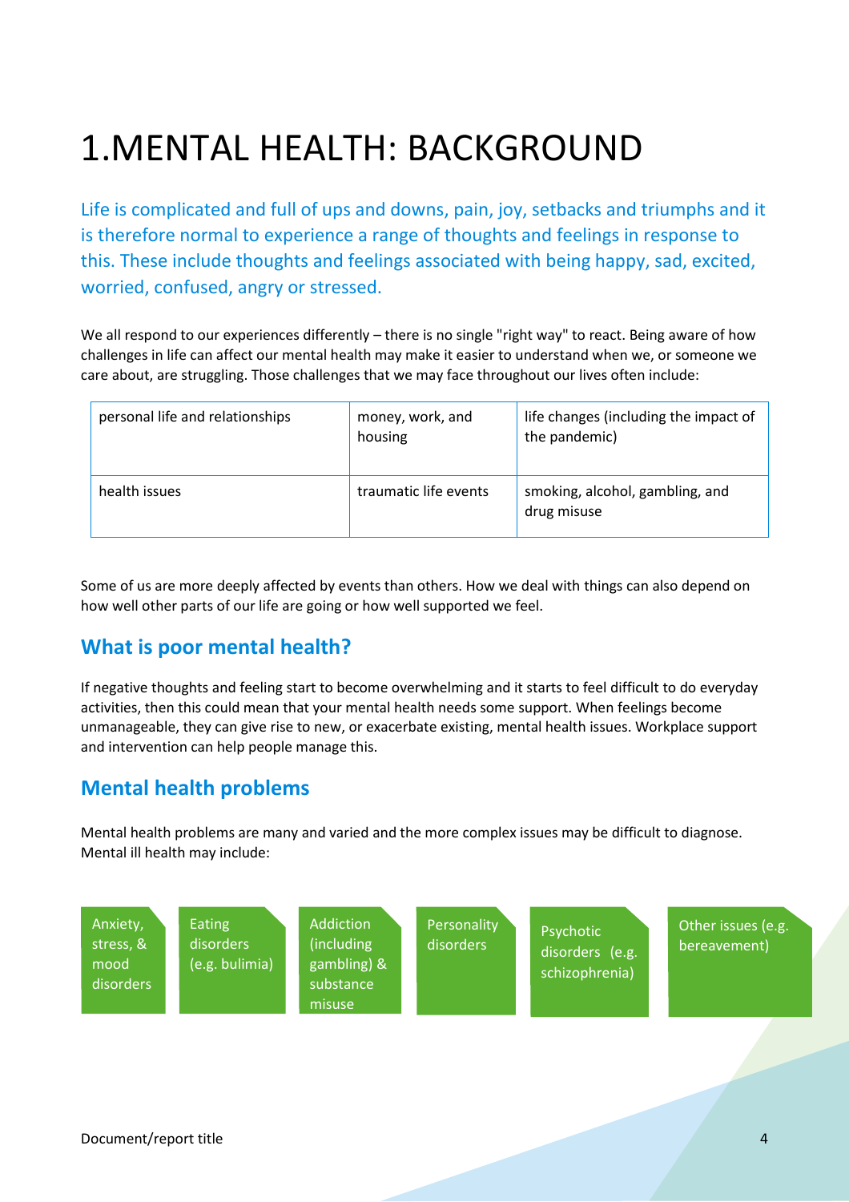# 1.MENTAL HEALTH: BACKGROUND

Life is complicated and full of ups and downs, pain, joy, setbacks and triumphs and it is therefore normal to experience a range of thoughts and feelings in response to this. These include thoughts and feelings associated with being happy, sad, excited, worried, confused, angry or stressed.

We all respond to our experiences differently – there is no single "right way" to react. Being aware of how challenges in life can affect our mental health may make it easier to understand when we, or someone we care about, are struggling. Those challenges that we may face throughout our lives often include:

| | | |
|---|---|---|
| personal life and relationships | money, work, and housing | life changes (including the impact of the pandemic) |
| health issues | traumatic life events | smoking, alcohol, gambling, and drug misuse |

Some of us are more deeply affected by events than others. How we deal with things can also depend on how well other parts of our life are going or how well supported we feel.

## What is poor mental health?

If negative thoughts and feeling start to become overwhelming and it starts to feel difficult to do everyday activities, then this could mean that your mental health needs some support. When feelings become unmanageable, they can give rise to new, or exacerbate existing, mental health issues. Workplace support and intervention can help people manage this.

## Mental health problems

Mental health problems are many and varied and the more complex issues may be difficult to diagnose. Mental ill health may include:

- Anxiety, stress, & mood disorders
- Eating disorders (e.g. bulimia)
- Addiction (including gambling) & substance misuse
- Personality disorders
- Psychotic disorders (e.g. schizophrenia)
- Other issues (e.g. bereavement)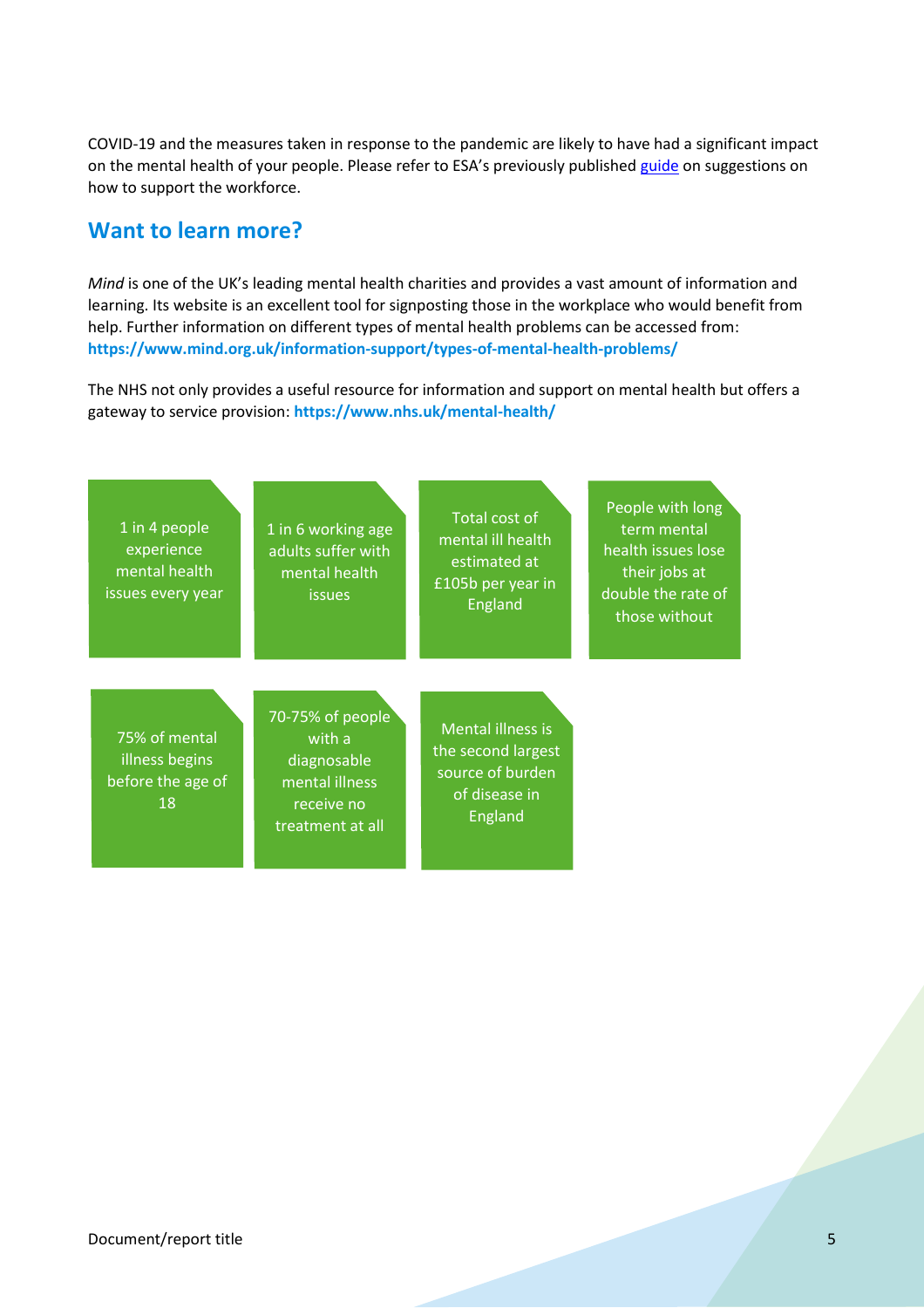COVID-19 and the measures taken in response to the pandemic are likely to have had a significant impact on the mental health of your people. Please refer to ESA's previously published guide on suggestions on how to support the workforce.

## Want to learn more?

*Mind* is one of the UK's leading mental health charities and provides a vast amount of information and learning. Its website is an excellent tool for signposting those in the workplace who would benefit from help. Further information on different types of mental health problems can be accessed from: **https://www.mind.org.uk/information-support/types-of-mental-health-problems/**

The NHS not only provides a useful resource for information and support on mental health but offers a gateway to service provision: **https://www.nhs.uk/mental-health/**

- 1 in 4 people experience mental health issues every year
- 1 in 6 working age adults suffer with mental health issues
- Total cost of mental ill health estimated at £105b per year in England
- People with long term mental health issues lose their jobs at double the rate of those without
- 75% of mental illness begins before the age of 18
- 70-75% of people with a diagnosable mental illness receive no treatment at all
- Mental illness is the second largest source of burden of disease in England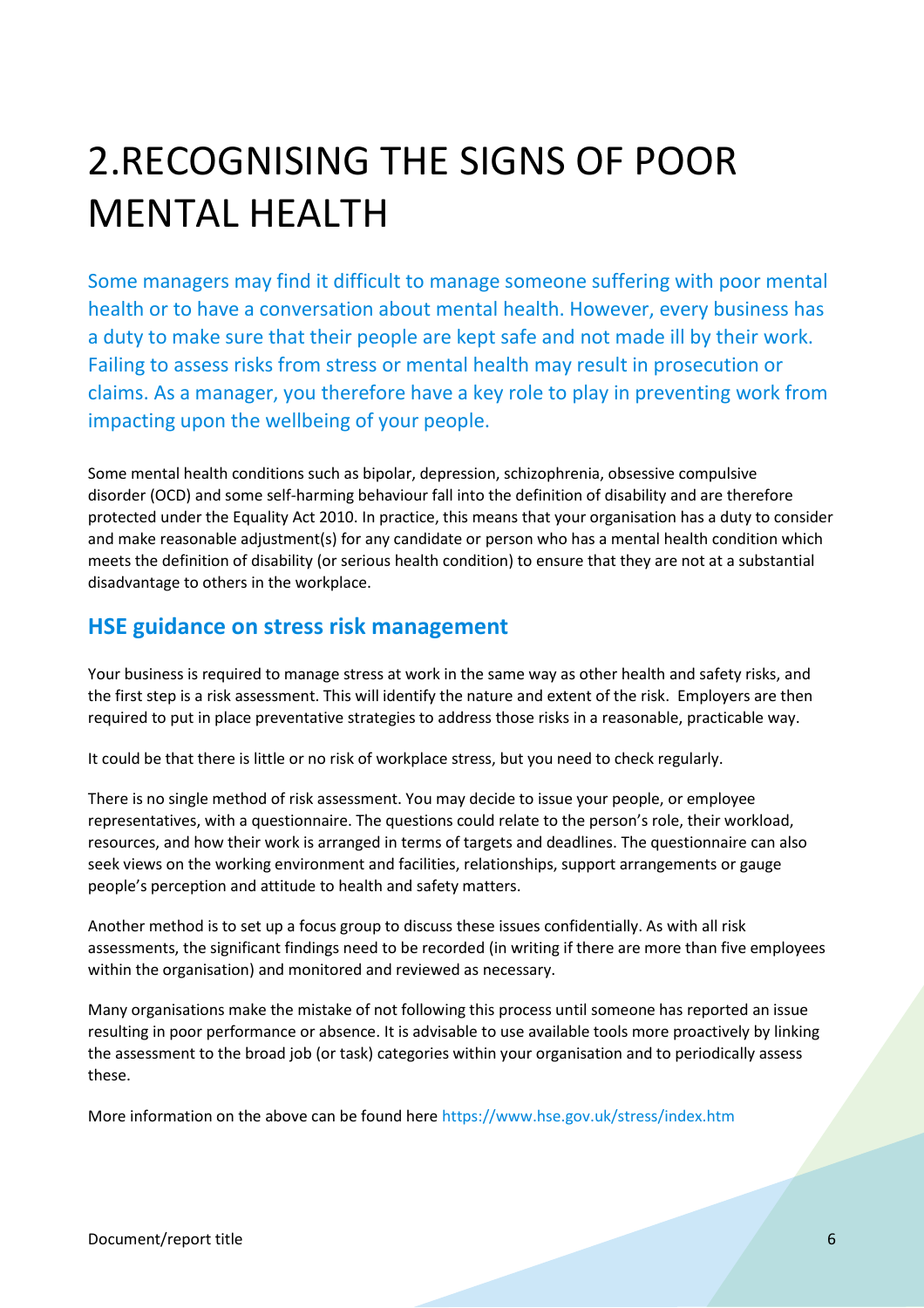# 2.RECOGNISING THE SIGNS OF POOR MENTAL HEALTH

Some managers may find it difficult to manage someone suffering with poor mental health or to have a conversation about mental health. However, every business has a duty to make sure that their people are kept safe and not made ill by their work. Failing to assess risks from stress or mental health may result in prosecution or claims. As a manager, you therefore have a key role to play in preventing work from impacting upon the wellbeing of your people.

Some mental health conditions such as bipolar, depression, schizophrenia, obsessive compulsive disorder (OCD) and some self-harming behaviour fall into the definition of disability and are therefore protected under the Equality Act 2010. In practice, this means that your organisation has a duty to consider and make reasonable adjustment(s) for any candidate or person who has a mental health condition which meets the definition of disability (or serious health condition) to ensure that they are not at a substantial disadvantage to others in the workplace.

## HSE guidance on stress risk management

Your business is required to manage stress at work in the same way as other health and safety risks, and the first step is a risk assessment. This will identify the nature and extent of the risk. Employers are then required to put in place preventative strategies to address those risks in a reasonable, practicable way.

It could be that there is little or no risk of workplace stress, but you need to check regularly.

There is no single method of risk assessment. You may decide to issue your people, or employee representatives, with a questionnaire. The questions could relate to the person's role, their workload, resources, and how their work is arranged in terms of targets and deadlines. The questionnaire can also seek views on the working environment and facilities, relationships, support arrangements or gauge people's perception and attitude to health and safety matters.

Another method is to set up a focus group to discuss these issues confidentially. As with all risk assessments, the significant findings need to be recorded (in writing if there are more than five employees within the organisation) and monitored and reviewed as necessary.

Many organisations make the mistake of not following this process until someone has reported an issue resulting in poor performance or absence. It is advisable to use available tools more proactively by linking the assessment to the broad job (or task) categories within your organisation and to periodically assess these.

More information on the above can be found here https://www.hse.gov.uk/stress/index.htm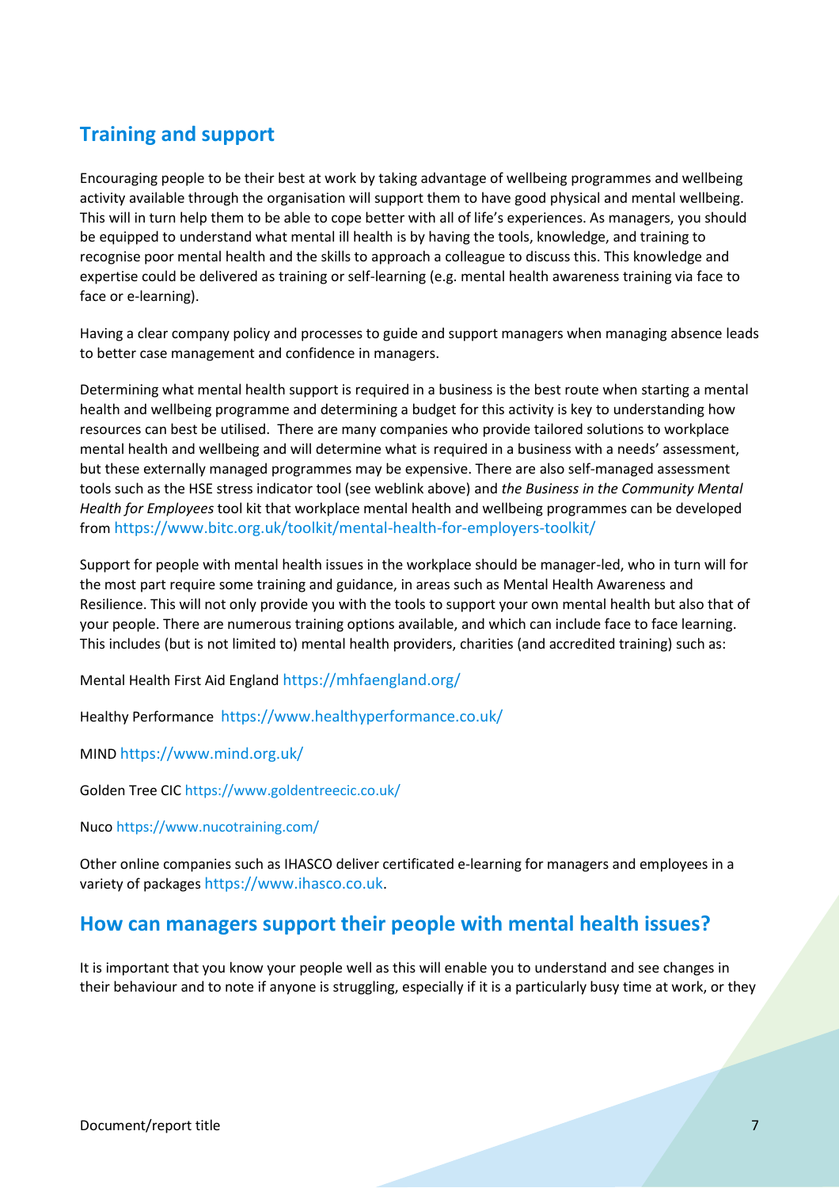## Training and support

Encouraging people to be their best at work by taking advantage of wellbeing programmes and wellbeing activity available through the organisation will support them to have good physical and mental wellbeing. This will in turn help them to be able to cope better with all of life's experiences. As managers, you should be equipped to understand what mental ill health is by having the tools, knowledge, and training to recognise poor mental health and the skills to approach a colleague to discuss this. This knowledge and expertise could be delivered as training or self-learning (e.g. mental health awareness training via face to face or e-learning).

Having a clear company policy and processes to guide and support managers when managing absence leads to better case management and confidence in managers.

Determining what mental health support is required in a business is the best route when starting a mental health and wellbeing programme and determining a budget for this activity is key to understanding how resources can best be utilised. There are many companies who provide tailored solutions to workplace mental health and wellbeing and will determine what is required in a business with a needs' assessment, but these externally managed programmes may be expensive. There are also self-managed assessment tools such as the HSE stress indicator tool (see weblink above) and *the Business in the Community Mental Health for Employees* tool kit that workplace mental health and wellbeing programmes can be developed from https://www.bitc.org.uk/toolkit/mental-health-for-employers-toolkit/

Support for people with mental health issues in the workplace should be manager-led, who in turn will for the most part require some training and guidance, in areas such as Mental Health Awareness and Resilience. This will not only provide you with the tools to support your own mental health but also that of your people. There are numerous training options available, and which can include face to face learning. This includes (but is not limited to) mental health providers, charities (and accredited training) such as:

Mental Health First Aid England https://mhfaengland.org/

Healthy Performance https://www.healthyperformance.co.uk/

MIND https://www.mind.org.uk/

Golden Tree CIC https://www.goldentreecic.co.uk/

Nuco https://www.nucotraining.com/

Other online companies such as IHASCO deliver certificated e-learning for managers and employees in a variety of packages https://www.ihasco.co.uk.

## How can managers support their people with mental health issues?

It is important that you know your people well as this will enable you to understand and see changes in their behaviour and to note if anyone is struggling, especially if it is a particularly busy time at work, or they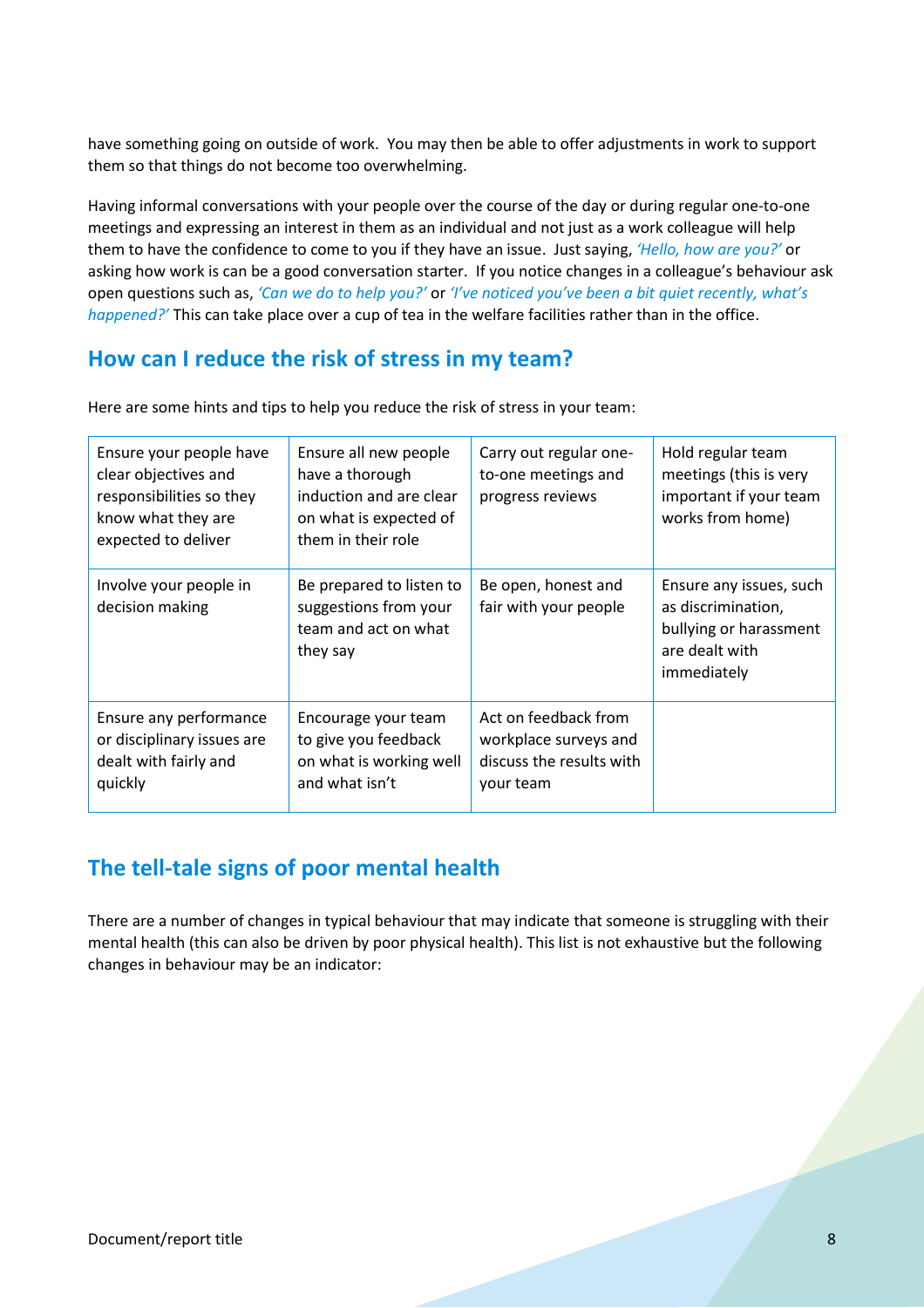have something going on outside of work. You may then be able to offer adjustments in work to support them so that things do not become too overwhelming.

Having informal conversations with your people over the course of the day or during regular one-to-one meetings and expressing an interest in them as an individual and not just as a work colleague will help them to have the confidence to come to you if they have an issue. Just saying, *'Hello, how are you?'* or asking how work is can be a good conversation starter. If you notice changes in a colleague's behaviour ask open questions such as, *'Can we do to help you?'* or *'I've noticed you've been a bit quiet recently, what's happened?'* This can take place over a cup of tea in the welfare facilities rather than in the office.

## How can I reduce the risk of stress in my team?

Here are some hints and tips to help you reduce the risk of stress in your team:

| | | | |
|---|---|---|---|
| Ensure your people have clear objectives and responsibilities so they know what they are expected to deliver | Ensure all new people have a thorough induction and are clear on what is expected of them in their role | Carry out regular one-to-one meetings and progress reviews | Hold regular team meetings (this is very important if your team works from home) |
| Involve your people in decision making | Be prepared to listen to suggestions from your team and act on what they say | Be open, honest and fair with your people | Ensure any issues, such as discrimination, bullying or harassment are dealt with immediately |
| Ensure any performance or disciplinary issues are dealt with fairly and quickly | Encourage your team to give you feedback on what is working well and what isn't | Act on feedback from workplace surveys and discuss the results with your team | |

## The tell-tale signs of poor mental health

There are a number of changes in typical behaviour that may indicate that someone is struggling with their mental health (this can also be driven by poor physical health). This list is not exhaustive but the following changes in behaviour may be an indicator: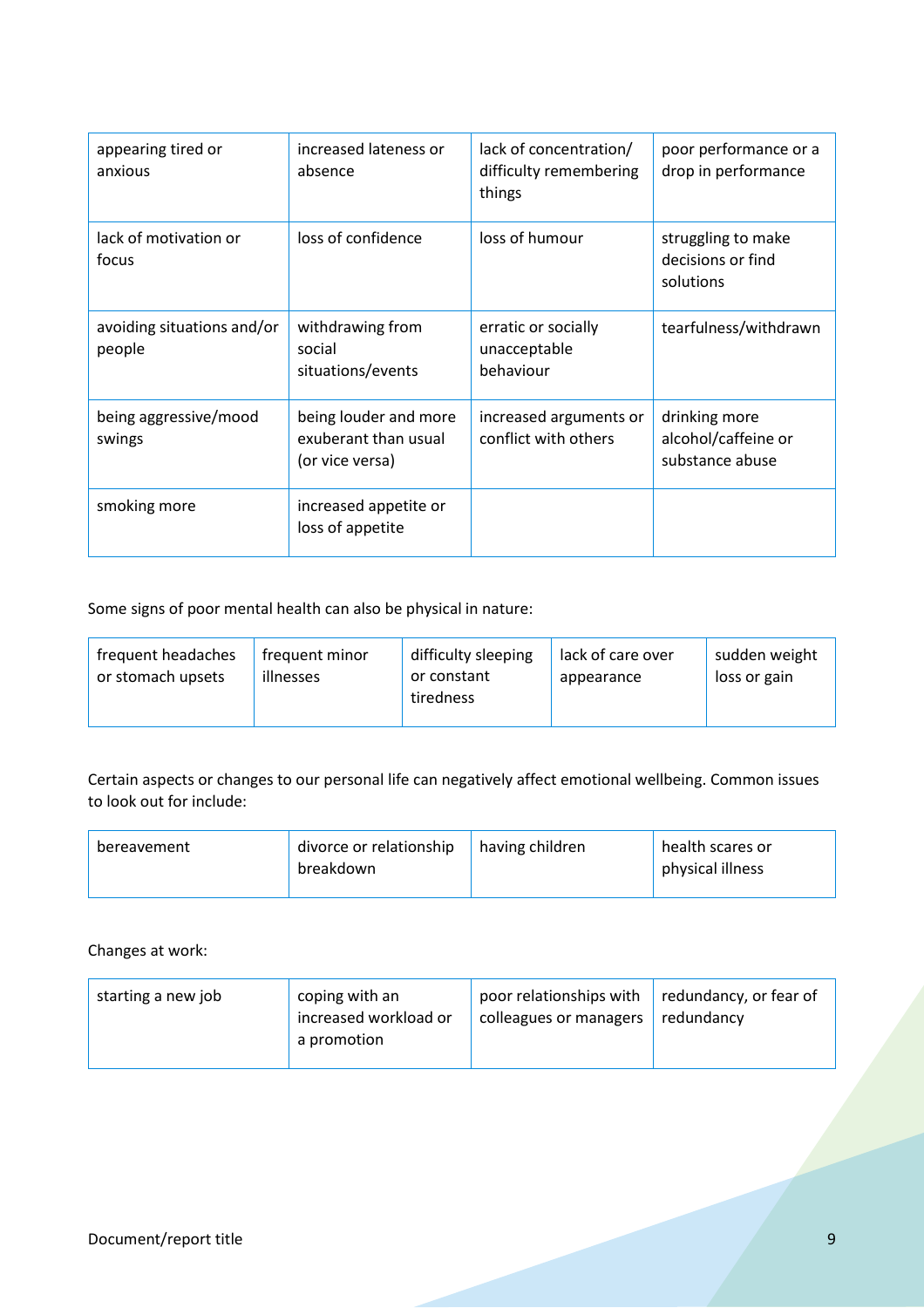| appearing tired or anxious | increased lateness or absence | lack of concentration/ difficulty remembering things | poor performance or a drop in performance |
|---|---|---|---|
| lack of motivation or focus | loss of confidence | loss of humour | struggling to make decisions or find solutions |
| avoiding situations and/or people | withdrawing from social situations/events | erratic or socially unacceptable behaviour | tearfulness/withdrawn |
| being aggressive/mood swings | being louder and more exuberant than usual (or vice versa) | increased arguments or conflict with others | drinking more alcohol/caffeine or substance abuse |
| smoking more | increased appetite or loss of appetite | | |

Some signs of poor mental health can also be physical in nature:

| frequent headaches or stomach upsets | frequent minor illnesses | difficulty sleeping or constant tiredness | lack of care over appearance | sudden weight loss or gain |
|---|---|---|---|---|

Certain aspects or changes to our personal life can negatively affect emotional wellbeing. Common issues to look out for include:

| bereavement | divorce or relationship breakdown | having children | health scares or physical illness |
|---|---|---|---|

Changes at work:

| starting a new job | coping with an increased workload or a promotion | poor relationships with colleagues or managers | redundancy, or fear of redundancy |
|---|---|---|---|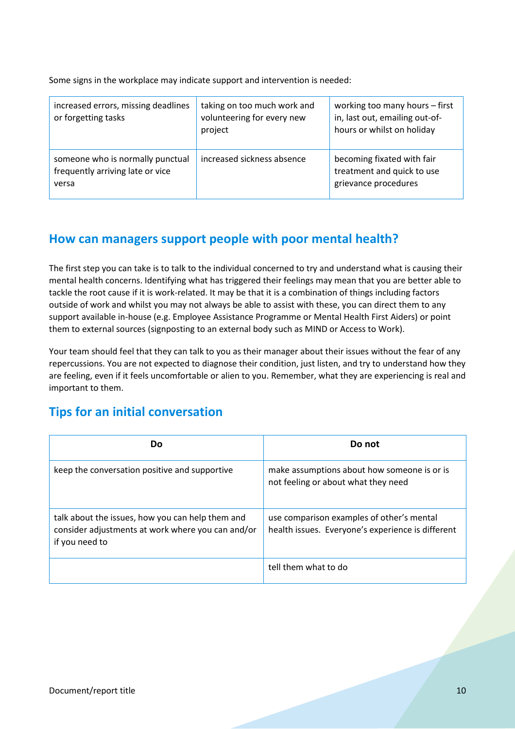Some signs in the workplace may indicate support and intervention is needed:

| increased errors, missing deadlines or forgetting tasks | taking on too much work and volunteering for every new project | working too many hours – first in, last out, emailing out-of-hours or whilst on holiday |
|---|---|---|
| someone who is normally punctual frequently arriving late or vice versa | increased sickness absence | becoming fixated with fair treatment and quick to use grievance procedures |

## How can managers support people with poor mental health?

The first step you can take is to talk to the individual concerned to try and understand what is causing their mental health concerns. Identifying what has triggered their feelings may mean that you are better able to tackle the root cause if it is work-related. It may be that it is a combination of things including factors outside of work and whilst you may not always be able to assist with these, you can direct them to any support available in-house (e.g. Employee Assistance Programme or Mental Health First Aiders) or point them to external sources (signposting to an external body such as MIND or Access to Work).

Your team should feel that they can talk to you as their manager about their issues without the fear of any repercussions. You are not expected to diagnose their condition, just listen, and try to understand how they are feeling, even if it feels uncomfortable or alien to you. Remember, what they are experiencing is real and important to them.

## Tips for an initial conversation

| Do | Do not |
|---|---|
| keep the conversation positive and supportive | make assumptions about how someone is or is not feeling or about what they need |
| talk about the issues, how you can help them and consider adjustments at work where you can and/or if you need to | use comparison examples of other's mental health issues. Everyone's experience is different |
| | tell them what to do |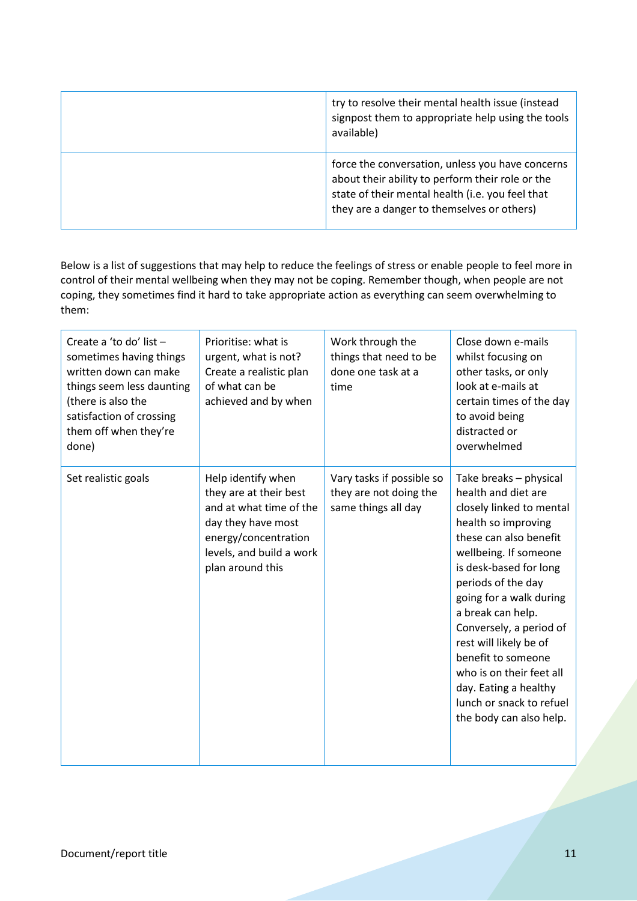| | |
|---|---|
| | try to resolve their mental health issue (instead signpost them to appropriate help using the tools available) |
| | force the conversation, unless you have concerns about their ability to perform their role or the state of their mental health (i.e. you feel that they are a danger to themselves or others) |

Below is a list of suggestions that may help to reduce the feelings of stress or enable people to feel more in control of their mental wellbeing when they may not be coping. Remember though, when people are not coping, they sometimes find it hard to take appropriate action as everything can seem overwhelming to them:

| | | | |
|---|---|---|---|
| Create a 'to do' list – sometimes having things written down can make things seem less daunting (there is also the satisfaction of crossing them off when they're done) | Prioritise: what is urgent, what is not? Create a realistic plan of what can be achieved and by when | Work through the things that need to be done one task at a time | Close down e-mails whilst focusing on other tasks, or only look at e-mails at certain times of the day to avoid being distracted or overwhelmed |
| Set realistic goals | Help identify when they are at their best and at what time of the day they have most energy/concentration levels, and build a work plan around this | Vary tasks if possible so they are not doing the same things all day | Take breaks – physical health and diet are closely linked to mental health so improving these can also benefit wellbeing. If someone is desk-based for long periods of the day going for a walk during a break can help. Conversely, a period of rest will likely be of benefit to someone who is on their feet all day. Eating a healthy lunch or snack to refuel the body can also help. |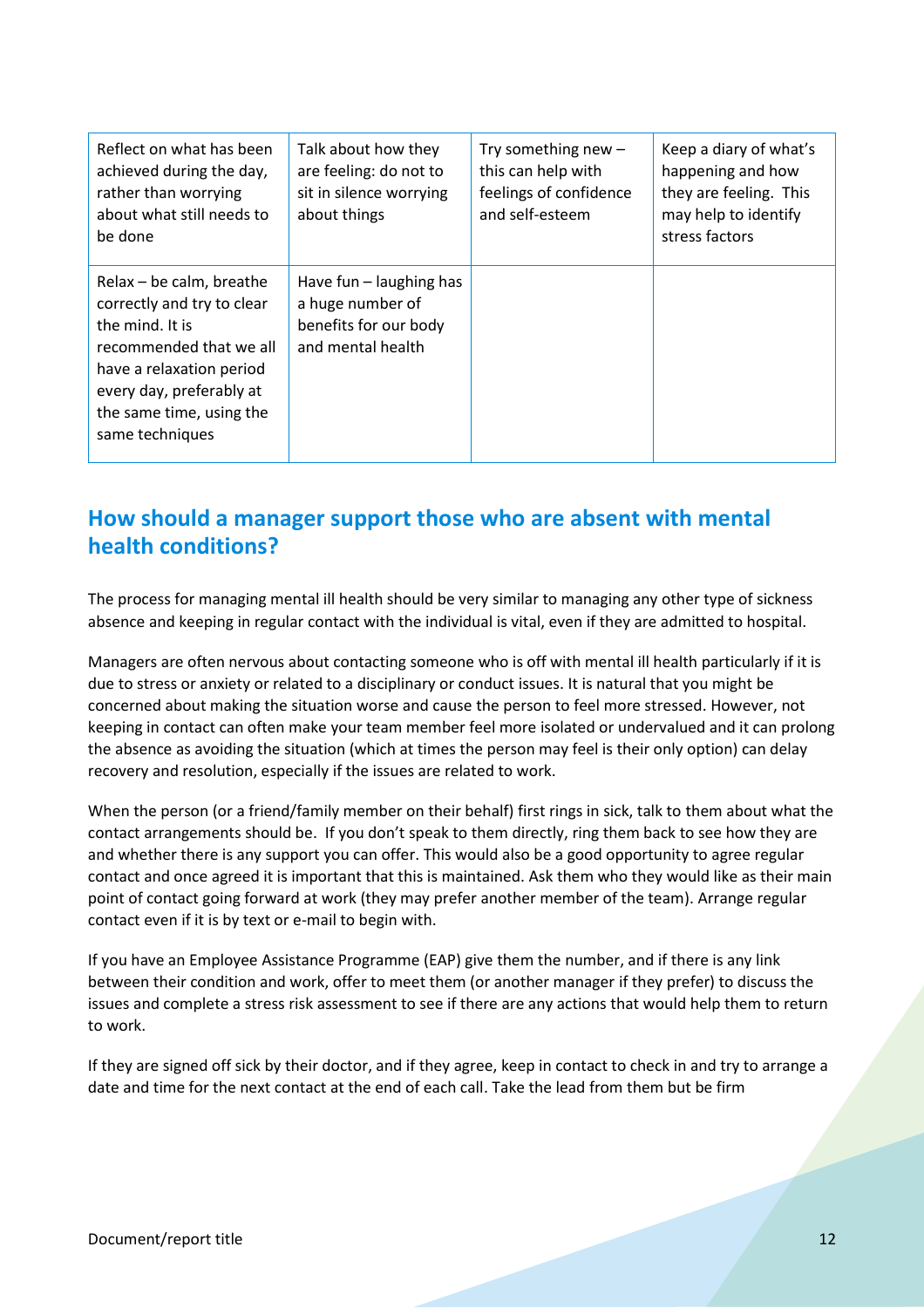| Reflect on what has been achieved during the day, rather than worrying about what still needs to be done | Talk about how they are feeling: do not to sit in silence worrying about things | Try something new – this can help with feelings of confidence and self-esteem | Keep a diary of what's happening and how they are feeling. This may help to identify stress factors |
|---|---|---|---|
| Relax – be calm, breathe correctly and try to clear the mind. It is recommended that we all have a relaxation period every day, preferably at the same time, using the same techniques | Have fun – laughing has a huge number of benefits for our body and mental health | | |

## How should a manager support those who are absent with mental health conditions?

The process for managing mental ill health should be very similar to managing any other type of sickness absence and keeping in regular contact with the individual is vital, even if they are admitted to hospital.

Managers are often nervous about contacting someone who is off with mental ill health particularly if it is due to stress or anxiety or related to a disciplinary or conduct issues. It is natural that you might be concerned about making the situation worse and cause the person to feel more stressed. However, not keeping in contact can often make your team member feel more isolated or undervalued and it can prolong the absence as avoiding the situation (which at times the person may feel is their only option) can delay recovery and resolution, especially if the issues are related to work.

When the person (or a friend/family member on their behalf) first rings in sick, talk to them about what the contact arrangements should be. If you don't speak to them directly, ring them back to see how they are and whether there is any support you can offer. This would also be a good opportunity to agree regular contact and once agreed it is important that this is maintained. Ask them who they would like as their main point of contact going forward at work (they may prefer another member of the team). Arrange regular contact even if it is by text or e-mail to begin with.

If you have an Employee Assistance Programme (EAP) give them the number, and if there is any link between their condition and work, offer to meet them (or another manager if they prefer) to discuss the issues and complete a stress risk assessment to see if there are any actions that would help them to return to work.

If they are signed off sick by their doctor, and if they agree, keep in contact to check in and try to arrange a date and time for the next contact at the end of each call. Take the lead from them but be firm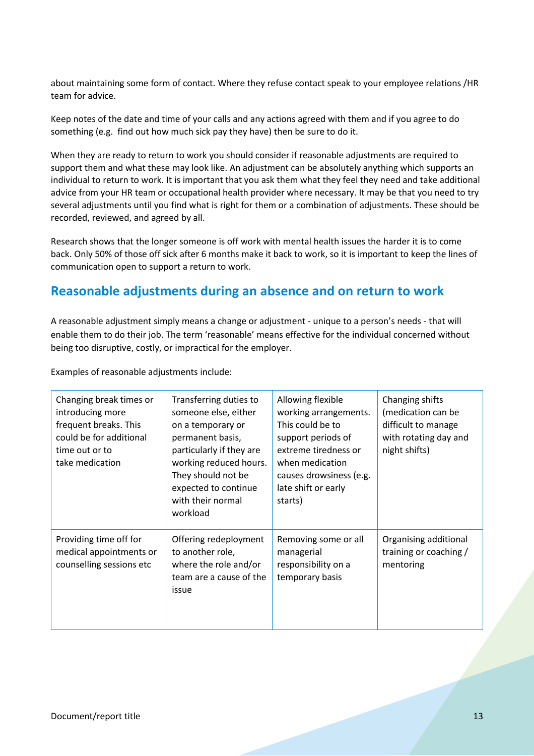about maintaining some form of contact. Where they refuse contact speak to your employee relations /HR team for advice.

Keep notes of the date and time of your calls and any actions agreed with them and if you agree to do something (e.g. find out how much sick pay they have) then be sure to do it.

When they are ready to return to work you should consider if reasonable adjustments are required to support them and what these may look like. An adjustment can be absolutely anything which supports an individual to return to work. It is important that you ask them what they feel they need and take additional advice from your HR team or occupational health provider where necessary. It may be that you need to try several adjustments until you find what is right for them or a combination of adjustments. These should be recorded, reviewed, and agreed by all.

Research shows that the longer someone is off work with mental health issues the harder it is to come back. Only 50% of those off sick after 6 months make it back to work, so it is important to keep the lines of communication open to support a return to work.

## Reasonable adjustments during an absence and on return to work

A reasonable adjustment simply means a change or adjustment - unique to a person's needs - that will enable them to do their job. The term 'reasonable' means effective for the individual concerned without being too disruptive, costly, or impractical for the employer.

Examples of reasonable adjustments include:

| | | | |
|---|---|---|---|
| Changing break times or introducing more frequent breaks. This could be for additional time out or to take medication | Transferring duties to someone else, either on a temporary or permanent basis, particularly if they are working reduced hours. They should not be expected to continue with their normal workload | Allowing flexible working arrangements. This could be to support periods of extreme tiredness or when medication causes drowsiness (e.g. late shift or early starts) | Changing shifts (medication can be difficult to manage with rotating day and night shifts) |
| Providing time off for medical appointments or counselling sessions etc | Offering redeployment to another role, where the role and/or team are a cause of the issue | Removing some or all managerial responsibility on a temporary basis | Organising additional training or coaching / mentoring |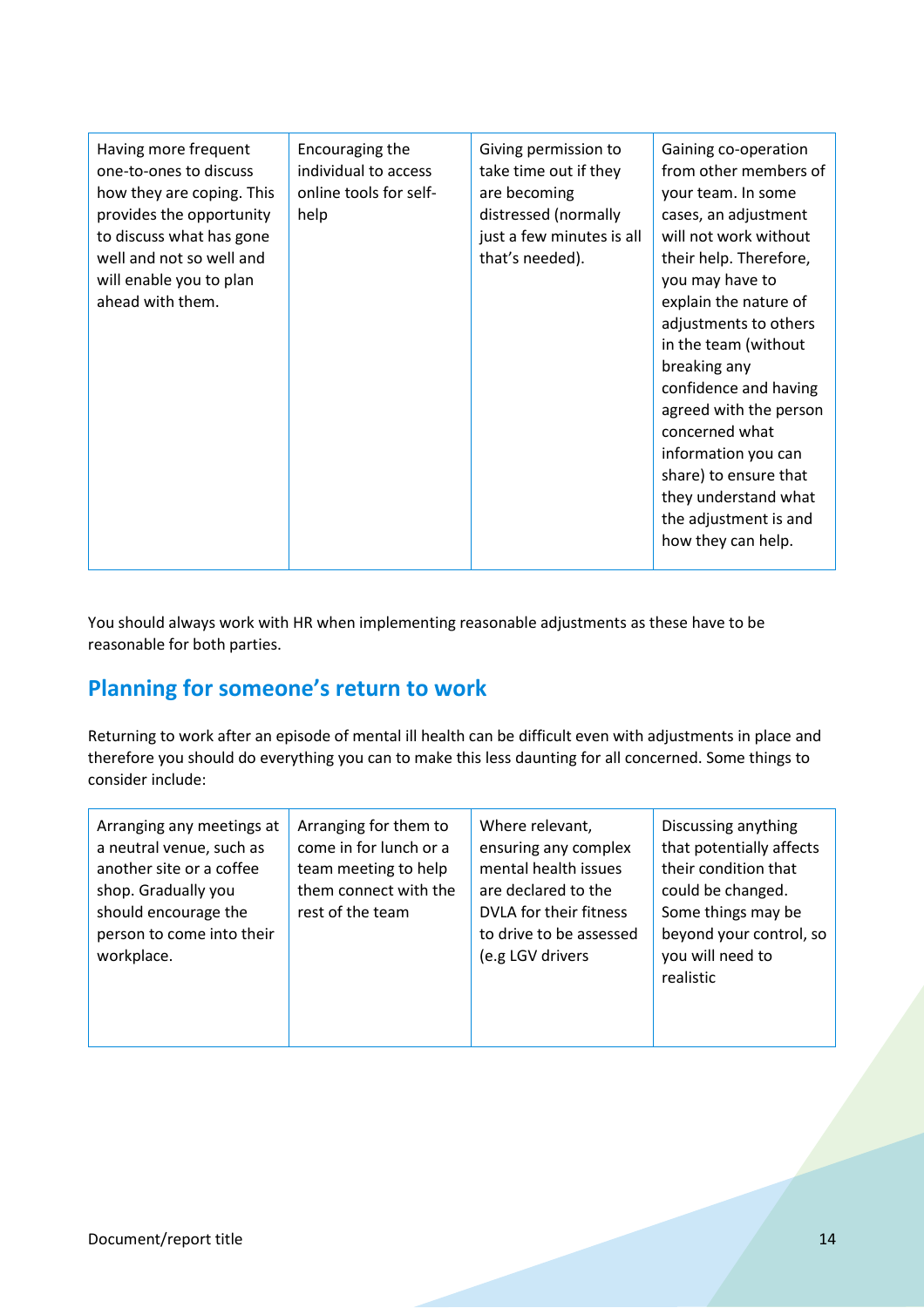| Having more frequent one-to-ones to discuss how they are coping. This provides the opportunity to discuss what has gone well and not so well and will enable you to plan ahead with them. | Encouraging the individual to access online tools for self-help | Giving permission to take time out if they are becoming distressed (normally just a few minutes is all that's needed). | Gaining co-operation from other members of your team. In some cases, an adjustment will not work without their help. Therefore, you may have to explain the nature of adjustments to others in the team (without breaking any confidence and having agreed with the person concerned what information you can share) to ensure that they understand what the adjustment is and how they can help. |
|---|---|---|---|

You should always work with HR when implementing reasonable adjustments as these have to be reasonable for both parties.

## Planning for someone's return to work

Returning to work after an episode of mental ill health can be difficult even with adjustments in place and therefore you should do everything you can to make this less daunting for all concerned. Some things to consider include:

| Arranging any meetings at a neutral venue, such as another site or a coffee shop. Gradually you should encourage the person to come into their workplace. | Arranging for them to come in for lunch or a team meeting to help them connect with the rest of the team | Where relevant, ensuring any complex mental health issues are declared to the DVLA for their fitness to drive to be assessed (e.g LGV drivers | Discussing anything that potentially affects their condition that could be changed. Some things may be beyond your control, so you will need to realistic |
|---|---|---|---|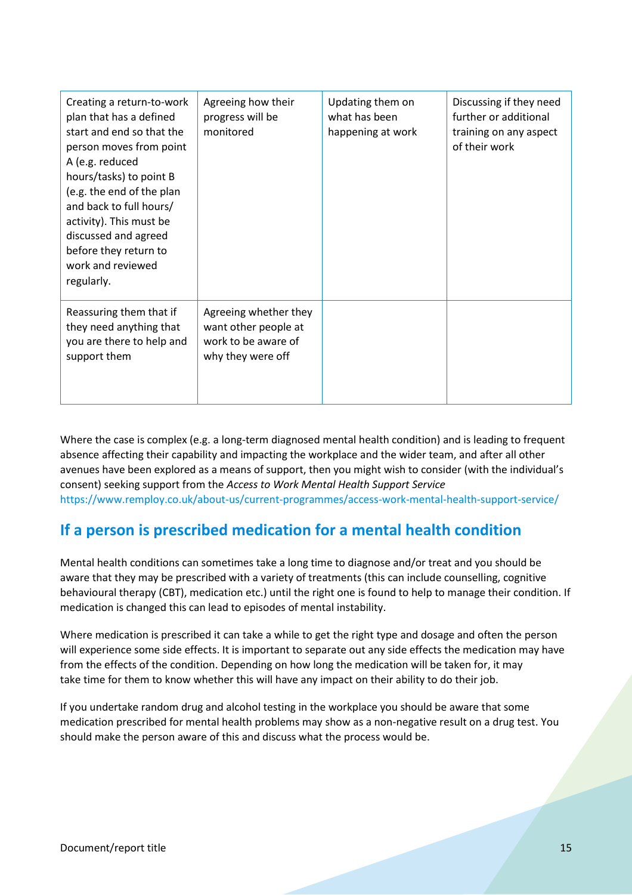| Creating a return-to-work plan that has a defined start and end so that the person moves from point A (e.g. reduced hours/tasks) to point B (e.g. the end of the plan and back to full hours/ activity). This must be discussed and agreed before they return to work and reviewed regularly. | Agreeing how their progress will be monitored | Updating them on what has been happening at work | Discussing if they need further or additional training on any aspect of their work |
|---|---|---|---|
| Reassuring them that if they need anything that you are there to help and support them | Agreeing whether they want other people at work to be aware of why they were off | | |

Where the case is complex (e.g. a long-term diagnosed mental health condition) and is leading to frequent absence affecting their capability and impacting the workplace and the wider team, and after all other avenues have been explored as a means of support, then you might wish to consider (with the individual's consent) seeking support from the *Access to Work Mental Health Support Service* https://www.remploy.co.uk/about-us/current-programmes/access-work-mental-health-support-service/

## If a person is prescribed medication for a mental health condition

Mental health conditions can sometimes take a long time to diagnose and/or treat and you should be aware that they may be prescribed with a variety of treatments (this can include counselling, cognitive behavioural therapy (CBT), medication etc.) until the right one is found to help to manage their condition. If medication is changed this can lead to episodes of mental instability.

Where medication is prescribed it can take a while to get the right type and dosage and often the person will experience some side effects. It is important to separate out any side effects the medication may have from the effects of the condition. Depending on how long the medication will be taken for, it may take time for them to know whether this will have any impact on their ability to do their job.

If you undertake random drug and alcohol testing in the workplace you should be aware that some medication prescribed for mental health problems may show as a non-negative result on a drug test. You should make the person aware of this and discuss what the process would be.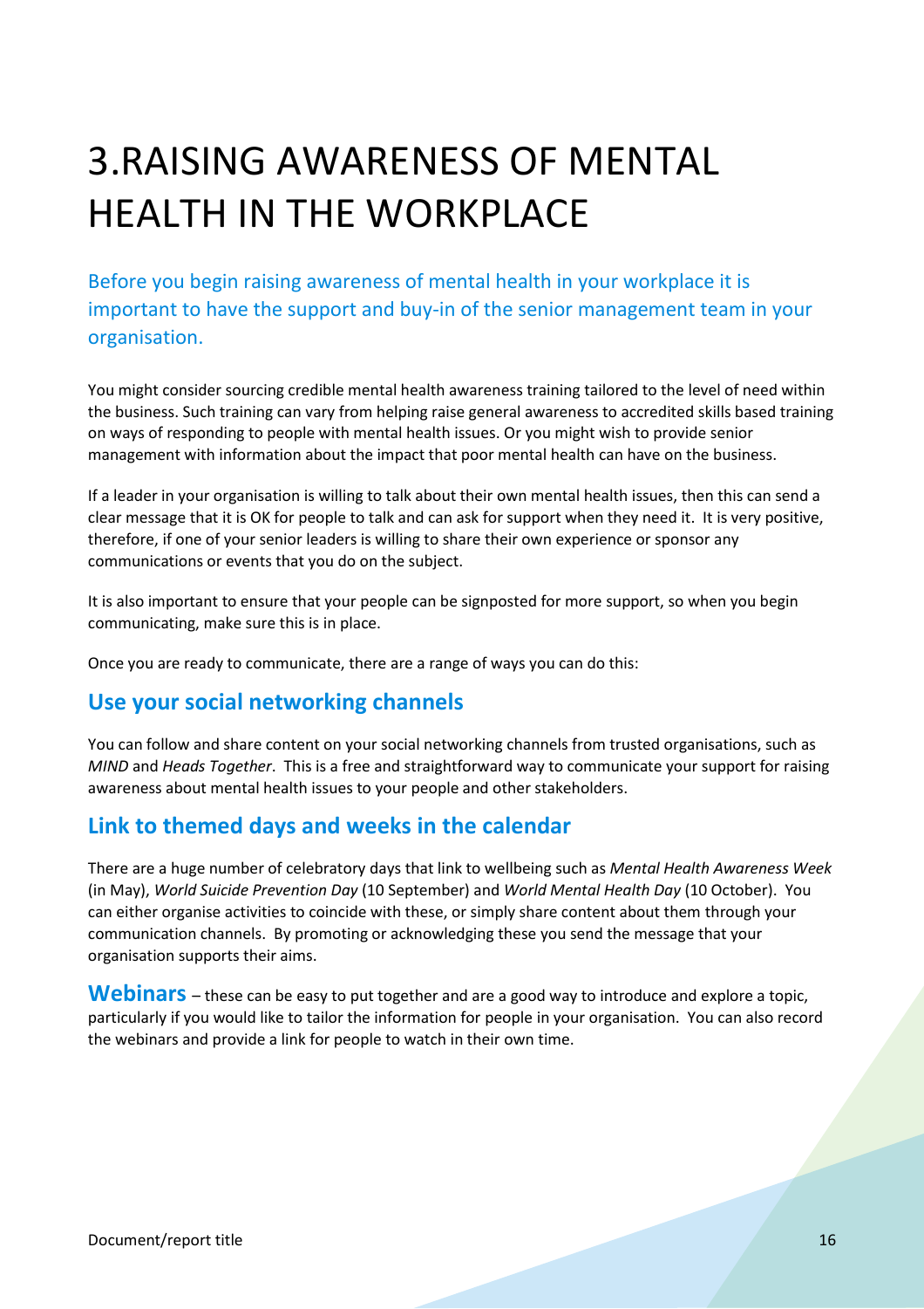# 3.RAISING AWARENESS OF MENTAL HEALTH IN THE WORKPLACE

Before you begin raising awareness of mental health in your workplace it is important to have the support and buy-in of the senior management team in your organisation.

You might consider sourcing credible mental health awareness training tailored to the level of need within the business. Such training can vary from helping raise general awareness to accredited skills based training on ways of responding to people with mental health issues. Or you might wish to provide senior management with information about the impact that poor mental health can have on the business.

If a leader in your organisation is willing to talk about their own mental health issues, then this can send a clear message that it is OK for people to talk and can ask for support when they need it. It is very positive, therefore, if one of your senior leaders is willing to share their own experience or sponsor any communications or events that you do on the subject.

It is also important to ensure that your people can be signposted for more support, so when you begin communicating, make sure this is in place.

Once you are ready to communicate, there are a range of ways you can do this:

## Use your social networking channels

You can follow and share content on your social networking channels from trusted organisations, such as *MIND* and *Heads Together*. This is a free and straightforward way to communicate your support for raising awareness about mental health issues to your people and other stakeholders.

## Link to themed days and weeks in the calendar

There are a huge number of celebratory days that link to wellbeing such as *Mental Health Awareness Week* (in May), *World Suicide Prevention Day* (10 September) and *World Mental Health Day* (10 October). You can either organise activities to coincide with these, or simply share content about them through your communication channels. By promoting or acknowledging these you send the message that your organisation supports their aims.

**Webinars** – these can be easy to put together and are a good way to introduce and explore a topic, particularly if you would like to tailor the information for people in your organisation. You can also record the webinars and provide a link for people to watch in their own time.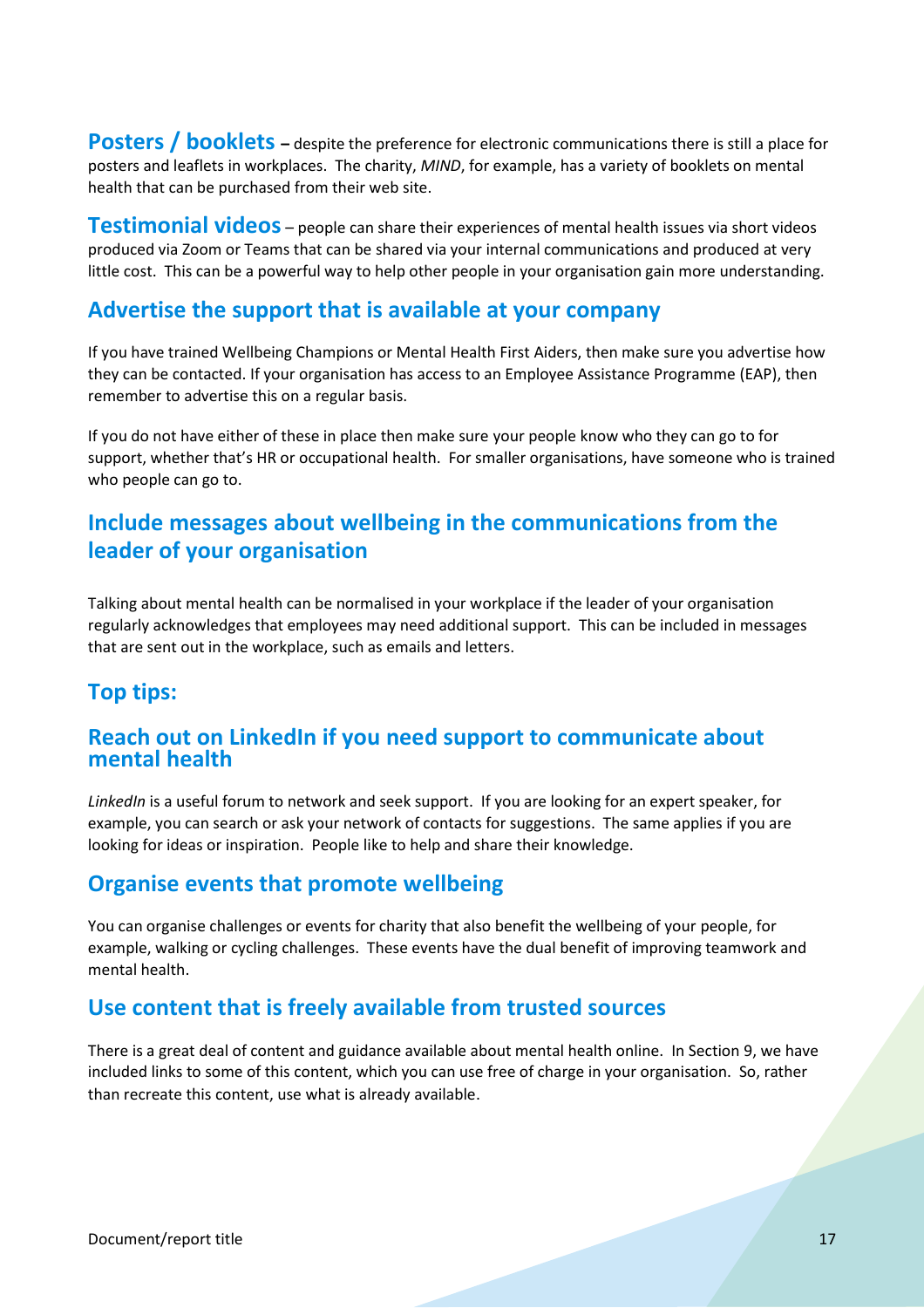**Posters / booklets** – despite the preference for electronic communications there is still a place for posters and leaflets in workplaces. The charity, *MIND*, for example, has a variety of booklets on mental health that can be purchased from their web site.

**Testimonial videos** – people can share their experiences of mental health issues via short videos produced via Zoom or Teams that can be shared via your internal communications and produced at very little cost. This can be a powerful way to help other people in your organisation gain more understanding.

## Advertise the support that is available at your company

If you have trained Wellbeing Champions or Mental Health First Aiders, then make sure you advertise how they can be contacted. If your organisation has access to an Employee Assistance Programme (EAP), then remember to advertise this on a regular basis.

If you do not have either of these in place then make sure your people know who they can go to for support, whether that's HR or occupational health. For smaller organisations, have someone who is trained who people can go to.

## Include messages about wellbeing in the communications from the leader of your organisation

Talking about mental health can be normalised in your workplace if the leader of your organisation regularly acknowledges that employees may need additional support. This can be included in messages that are sent out in the workplace, such as emails and letters.

## Top tips:

## Reach out on LinkedIn if you need support to communicate about mental health

*LinkedIn* is a useful forum to network and seek support. If you are looking for an expert speaker, for example, you can search or ask your network of contacts for suggestions. The same applies if you are looking for ideas or inspiration. People like to help and share their knowledge.

## Organise events that promote wellbeing

You can organise challenges or events for charity that also benefit the wellbeing of your people, for example, walking or cycling challenges. These events have the dual benefit of improving teamwork and mental health.

## Use content that is freely available from trusted sources

There is a great deal of content and guidance available about mental health online. In Section 9, we have included links to some of this content, which you can use free of charge in your organisation. So, rather than recreate this content, use what is already available.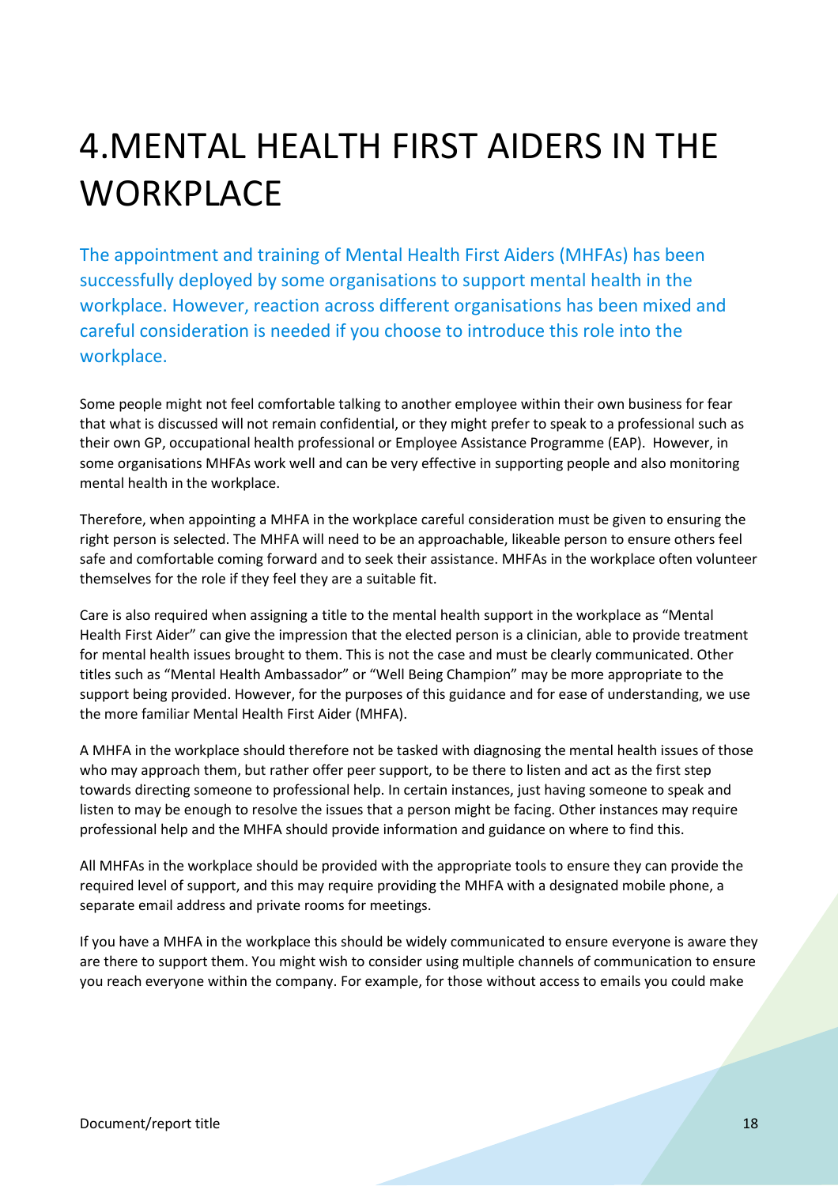# 4.MENTAL HEALTH FIRST AIDERS IN THE WORKPLACE

The appointment and training of Mental Health First Aiders (MHFAs) has been successfully deployed by some organisations to support mental health in the workplace. However, reaction across different organisations has been mixed and careful consideration is needed if you choose to introduce this role into the workplace.

Some people might not feel comfortable talking to another employee within their own business for fear that what is discussed will not remain confidential, or they might prefer to speak to a professional such as their own GP, occupational health professional or Employee Assistance Programme (EAP). However, in some organisations MHFAs work well and can be very effective in supporting people and also monitoring mental health in the workplace.

Therefore, when appointing a MHFA in the workplace careful consideration must be given to ensuring the right person is selected. The MHFA will need to be an approachable, likeable person to ensure others feel safe and comfortable coming forward and to seek their assistance. MHFAs in the workplace often volunteer themselves for the role if they feel they are a suitable fit.

Care is also required when assigning a title to the mental health support in the workplace as "Mental Health First Aider" can give the impression that the elected person is a clinician, able to provide treatment for mental health issues brought to them. This is not the case and must be clearly communicated. Other titles such as "Mental Health Ambassador" or "Well Being Champion" may be more appropriate to the support being provided. However, for the purposes of this guidance and for ease of understanding, we use the more familiar Mental Health First Aider (MHFA).

A MHFA in the workplace should therefore not be tasked with diagnosing the mental health issues of those who may approach them, but rather offer peer support, to be there to listen and act as the first step towards directing someone to professional help. In certain instances, just having someone to speak and listen to may be enough to resolve the issues that a person might be facing. Other instances may require professional help and the MHFA should provide information and guidance on where to find this.

All MHFAs in the workplace should be provided with the appropriate tools to ensure they can provide the required level of support, and this may require providing the MHFA with a designated mobile phone, a separate email address and private rooms for meetings.

If you have a MHFA in the workplace this should be widely communicated to ensure everyone is aware they are there to support them. You might wish to consider using multiple channels of communication to ensure you reach everyone within the company. For example, for those without access to emails you could make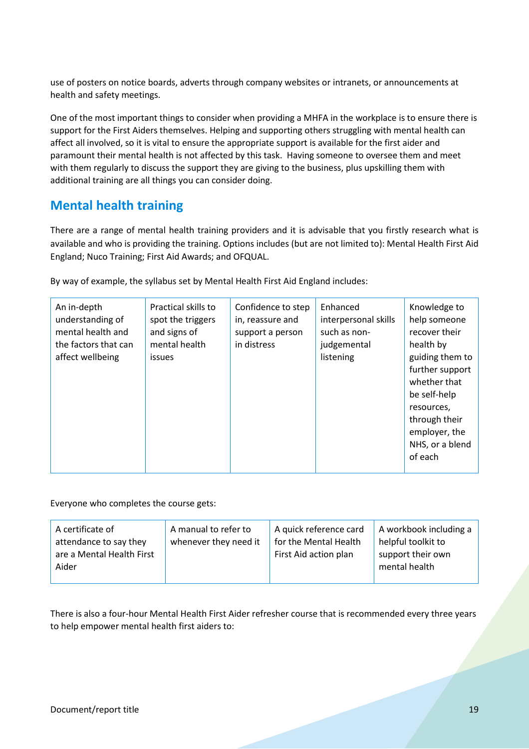use of posters on notice boards, adverts through company websites or intranets, or announcements at health and safety meetings.

One of the most important things to consider when providing a MHFA in the workplace is to ensure there is support for the First Aiders themselves. Helping and supporting others struggling with mental health can affect all involved, so it is vital to ensure the appropriate support is available for the first aider and paramount their mental health is not affected by this task. Having someone to oversee them and meet with them regularly to discuss the support they are giving to the business, plus upskilling them with additional training are all things you can consider doing.

## Mental health training

There are a range of mental health training providers and it is advisable that you firstly research what is available and who is providing the training. Options includes (but are not limited to): Mental Health First Aid England; Nuco Training; First Aid Awards; and OFQUAL.

By way of example, the syllabus set by Mental Health First Aid England includes:

| An in-depth understanding of mental health and the factors that can affect wellbeing | Practical skills to spot the triggers and signs of mental health issues | Confidence to step in, reassure and support a person in distress | Enhanced interpersonal skills such as non-judgemental listening | Knowledge to help someone recover their health by guiding them to further support whether that be self-help resources, through their employer, the NHS, or a blend of each |
|---|---|---|---|---|

Everyone who completes the course gets:

| A certificate of attendance to say they are a Mental Health First Aider | A manual to refer to whenever they need it | A quick reference card for the Mental Health First Aid action plan | A workbook including a helpful toolkit to support their own mental health |
|---|---|---|---|

There is also a four-hour Mental Health First Aider refresher course that is recommended every three years to help empower mental health first aiders to: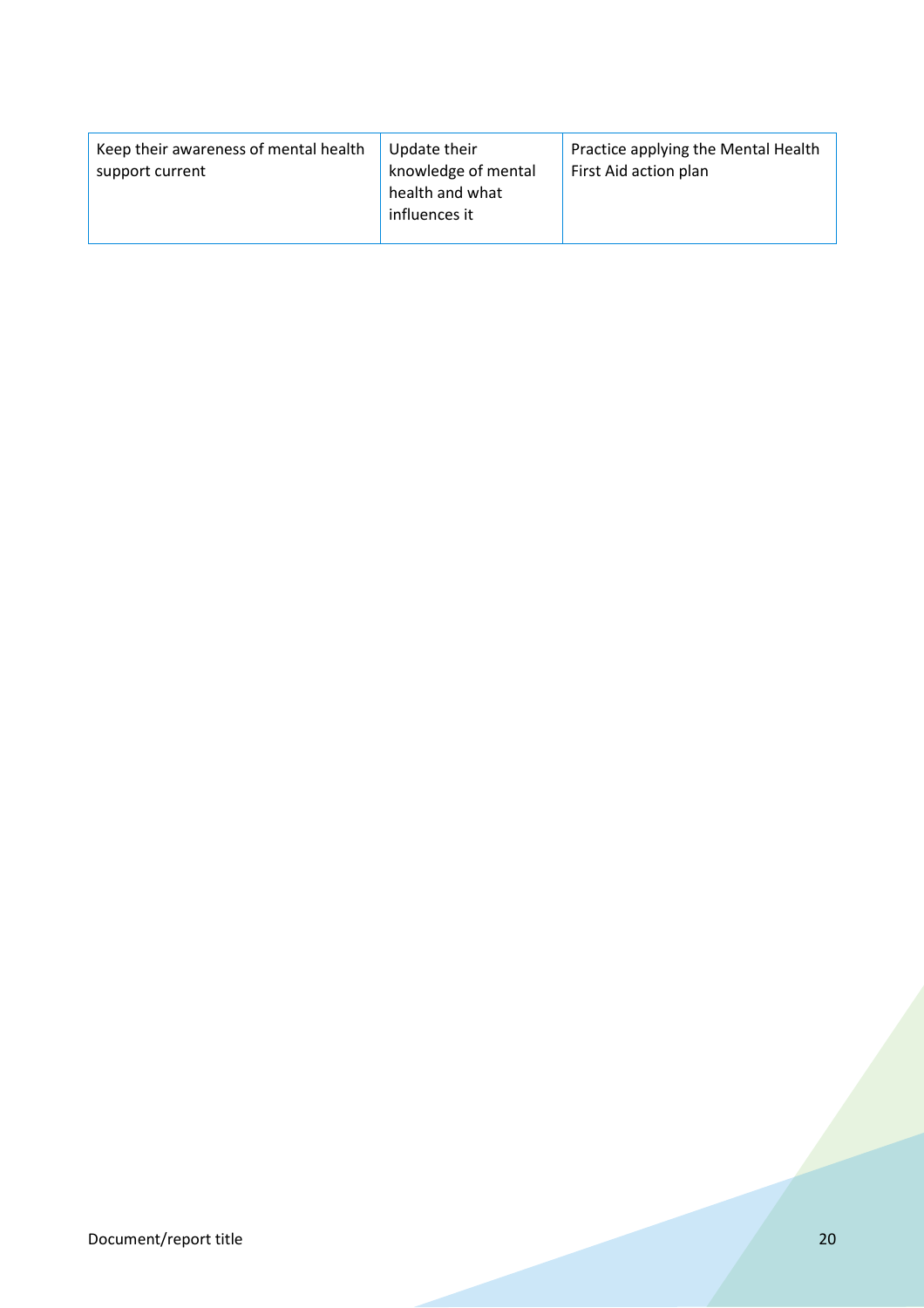| Keep their awareness of mental health support current | Update their knowledge of mental health and what influences it | Practice applying the Mental Health First Aid action plan |
|---|---|---|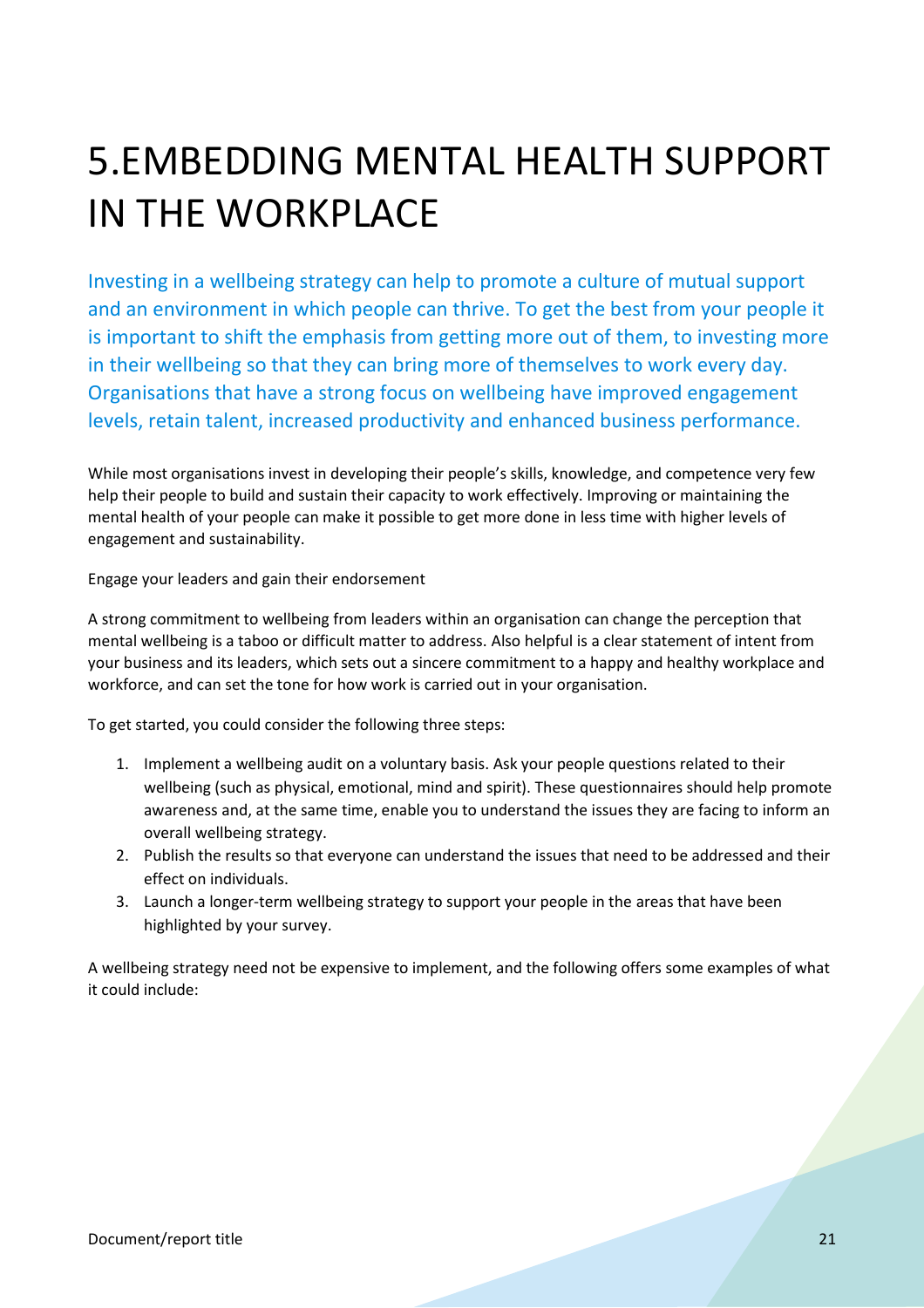# 5.EMBEDDING MENTAL HEALTH SUPPORT IN THE WORKPLACE

Investing in a wellbeing strategy can help to promote a culture of mutual support and an environment in which people can thrive. To get the best from your people it is important to shift the emphasis from getting more out of them, to investing more in their wellbeing so that they can bring more of themselves to work every day. Organisations that have a strong focus on wellbeing have improved engagement levels, retain talent, increased productivity and enhanced business performance.

While most organisations invest in developing their people's skills, knowledge, and competence very few help their people to build and sustain their capacity to work effectively. Improving or maintaining the mental health of your people can make it possible to get more done in less time with higher levels of engagement and sustainability.

Engage your leaders and gain their endorsement

A strong commitment to wellbeing from leaders within an organisation can change the perception that mental wellbeing is a taboo or difficult matter to address. Also helpful is a clear statement of intent from your business and its leaders, which sets out a sincere commitment to a happy and healthy workplace and workforce, and can set the tone for how work is carried out in your organisation.

To get started, you could consider the following three steps:

1. Implement a wellbeing audit on a voluntary basis. Ask your people questions related to their wellbeing (such as physical, emotional, mind and spirit). These questionnaires should help promote awareness and, at the same time, enable you to understand the issues they are facing to inform an overall wellbeing strategy.
2. Publish the results so that everyone can understand the issues that need to be addressed and their effect on individuals.
3. Launch a longer-term wellbeing strategy to support your people in the areas that have been highlighted by your survey.

A wellbeing strategy need not be expensive to implement, and the following offers some examples of what it could include: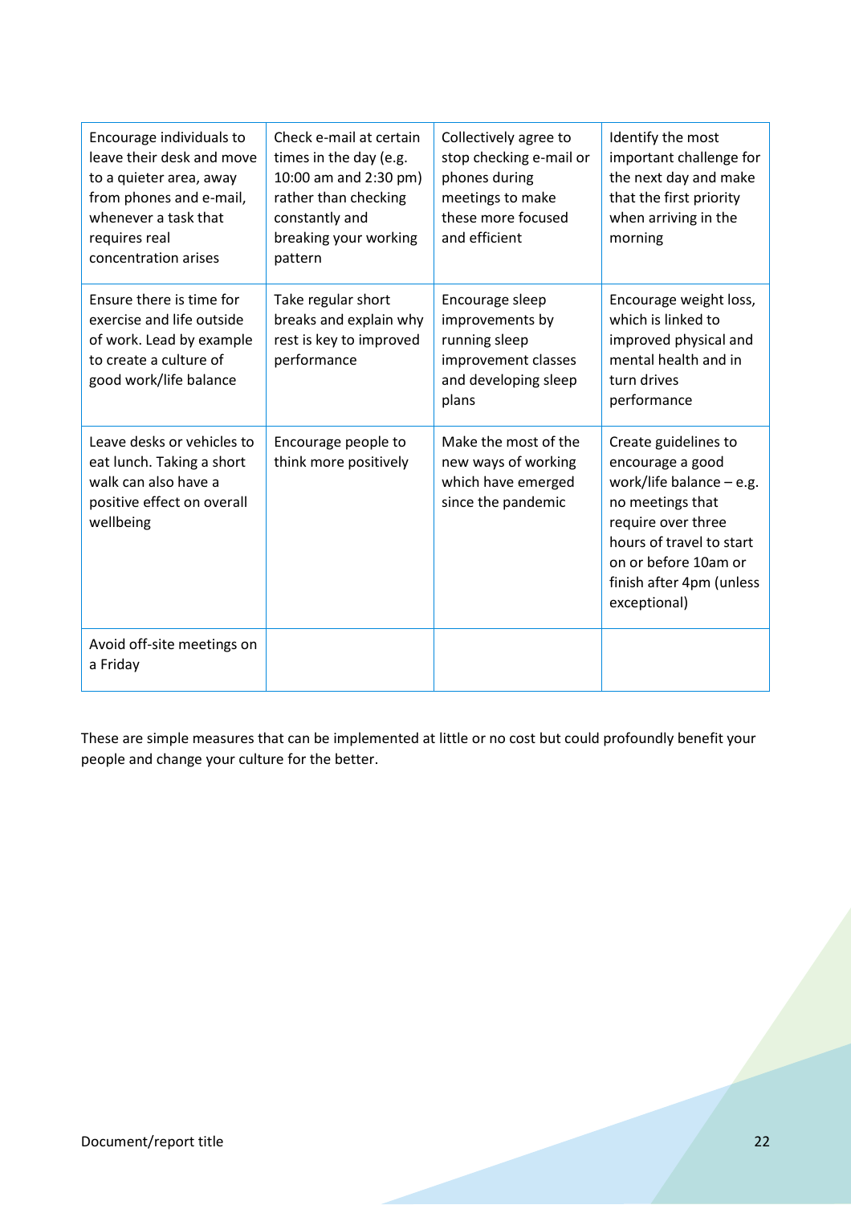| | | | |
|---|---|---|---|
| Encourage individuals to leave their desk and move to a quieter area, away from phones and e-mail, whenever a task that requires real concentration arises | Check e-mail at certain times in the day (e.g. 10:00 am and 2:30 pm) rather than checking constantly and breaking your working pattern | Collectively agree to stop checking e-mail or phones during meetings to make these more focused and efficient | Identify the most important challenge for the next day and make that the first priority when arriving in the morning |
| Ensure there is time for exercise and life outside of work. Lead by example to create a culture of good work/life balance | Take regular short breaks and explain why rest is key to improved performance | Encourage sleep improvements by running sleep improvement classes and developing sleep plans | Encourage weight loss, which is linked to improved physical and mental health and in turn drives performance |
| Leave desks or vehicles to eat lunch. Taking a short walk can also have a positive effect on overall wellbeing | Encourage people to think more positively | Make the most of the new ways of working which have emerged since the pandemic | Create guidelines to encourage a good work/life balance – e.g. no meetings that require over three hours of travel to start on or before 10am or finish after 4pm (unless exceptional) |
| Avoid off-site meetings on a Friday | | | |

These are simple measures that can be implemented at little or no cost but could profoundly benefit your people and change your culture for the better.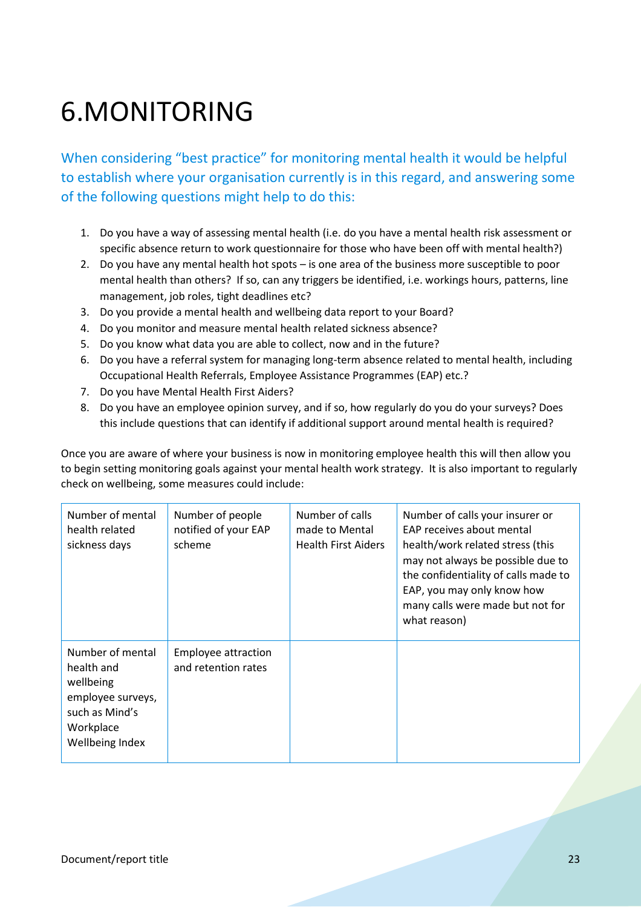# 6.MONITORING

When considering "best practice" for monitoring mental health it would be helpful to establish where your organisation currently is in this regard, and answering some of the following questions might help to do this:

1. Do you have a way of assessing mental health (i.e. do you have a mental health risk assessment or specific absence return to work questionnaire for those who have been off with mental health?)
2. Do you have any mental health hot spots – is one area of the business more susceptible to poor mental health than others? If so, can any triggers be identified, i.e. workings hours, patterns, line management, job roles, tight deadlines etc?
3. Do you provide a mental health and wellbeing data report to your Board?
4. Do you monitor and measure mental health related sickness absence?
5. Do you know what data you are able to collect, now and in the future?
6. Do you have a referral system for managing long-term absence related to mental health, including Occupational Health Referrals, Employee Assistance Programmes (EAP) etc.?
7. Do you have Mental Health First Aiders?
8. Do you have an employee opinion survey, and if so, how regularly do you do your surveys? Does this include questions that can identify if additional support around mental health is required?

Once you are aware of where your business is now in monitoring employee health this will then allow you to begin setting monitoring goals against your mental health work strategy. It is also important to regularly check on wellbeing, some measures could include:

| | | | |
|---|---|---|---|
| Number of mental health related sickness days | Number of people notified of your EAP scheme | Number of calls made to Mental Health First Aiders | Number of calls your insurer or EAP receives about mental health/work related stress (this may not always be possible due to the confidentiality of calls made to EAP, you may only know how many calls were made but not for what reason) |
| Number of mental health and wellbeing employee surveys, such as Mind's Workplace Wellbeing Index | Employee attraction and retention rates | | |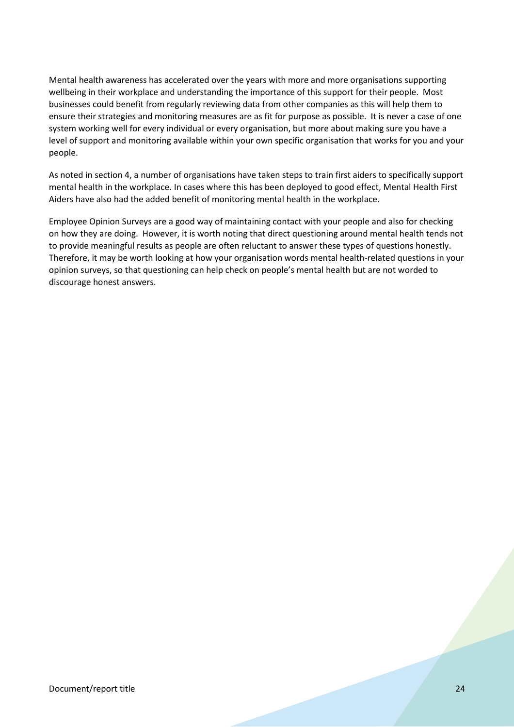Mental health awareness has accelerated over the years with more and more organisations supporting wellbeing in their workplace and understanding the importance of this support for their people. Most businesses could benefit from regularly reviewing data from other companies as this will help them to ensure their strategies and monitoring measures are as fit for purpose as possible. It is never a case of one system working well for every individual or every organisation, but more about making sure you have a level of support and monitoring available within your own specific organisation that works for you and your people.

As noted in section 4, a number of organisations have taken steps to train first aiders to specifically support mental health in the workplace. In cases where this has been deployed to good effect, Mental Health First Aiders have also had the added benefit of monitoring mental health in the workplace.

Employee Opinion Surveys are a good way of maintaining contact with your people and also for checking on how they are doing. However, it is worth noting that direct questioning around mental health tends not to provide meaningful results as people are often reluctant to answer these types of questions honestly. Therefore, it may be worth looking at how your organisation words mental health-related questions in your opinion surveys, so that questioning can help check on people's mental health but are not worded to discourage honest answers.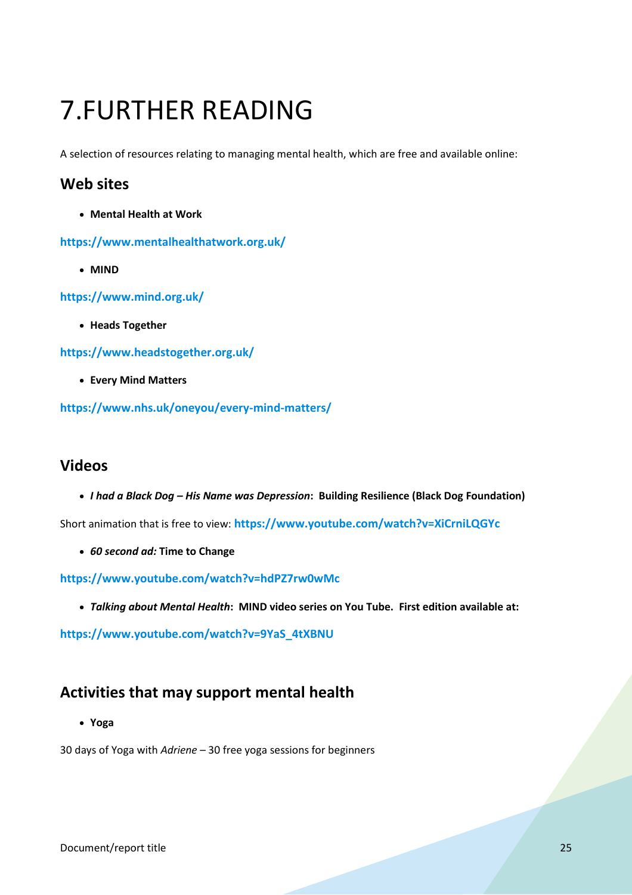# 7.FURTHER READING

A selection of resources relating to managing mental health, which are free and available online:

## Web sites

- **Mental Health at Work**

**https://www.mentalhealthatwork.org.uk/**

- **MIND**

**https://www.mind.org.uk/**

- **Heads Together**

**https://www.headstogether.org.uk/**

- **Every Mind Matters**

**https://www.nhs.uk/oneyou/every-mind-matters/**

## Videos

- ***I had a Black Dog – His Name was Depression*: Building Resilience (Black Dog Foundation)**

Short animation that is free to view: **https://www.youtube.com/watch?v=XiCrniLQGYc**

- ***60 second ad:* Time to Change**

**https://www.youtube.com/watch?v=hdPZ7rw0wMc**

- ***Talking about Mental Health*: MIND video series on You Tube. First edition available at:**

**https://www.youtube.com/watch?v=9YaS_4tXBNU**

## Activities that may support mental health

- **Yoga**

30 days of Yoga with *Adriene* – 30 free yoga sessions for beginners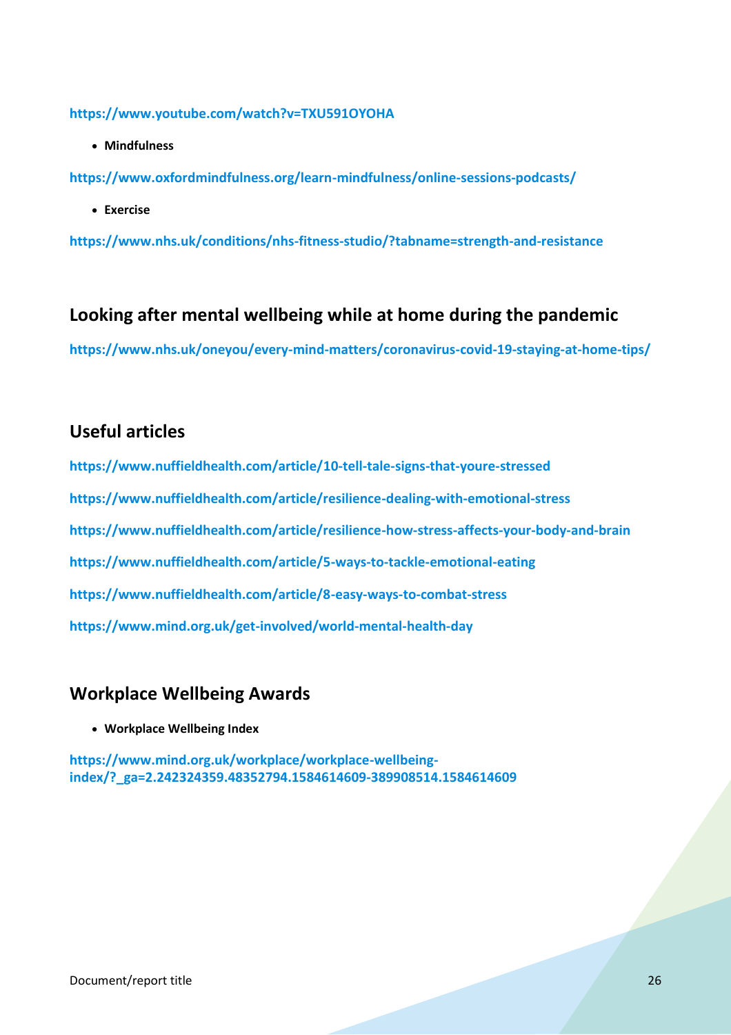https://www.youtube.com/watch?v=TXU591OYOHA

- **Mindfulness**

https://www.oxfordmindfulness.org/learn-mindfulness/online-sessions-podcasts/

- **Exercise**

https://www.nhs.uk/conditions/nhs-fitness-studio/?tabname=strength-and-resistance

## Looking after mental wellbeing while at home during the pandemic

https://www.nhs.uk/oneyou/every-mind-matters/coronavirus-covid-19-staying-at-home-tips/

## Useful articles

https://www.nuffieldhealth.com/article/10-tell-tale-signs-that-youre-stressed

https://www.nuffieldhealth.com/article/resilience-dealing-with-emotional-stress

https://www.nuffieldhealth.com/article/resilience-how-stress-affects-your-body-and-brain

https://www.nuffieldhealth.com/article/5-ways-to-tackle-emotional-eating

https://www.nuffieldhealth.com/article/8-easy-ways-to-combat-stress

https://www.mind.org.uk/get-involved/world-mental-health-day

## Workplace Wellbeing Awards

- **Workplace Wellbeing Index**

https://www.mind.org.uk/workplace/workplace-wellbeing-index/?_ga=2.242324359.48352794.1584614609-389908514.1584614609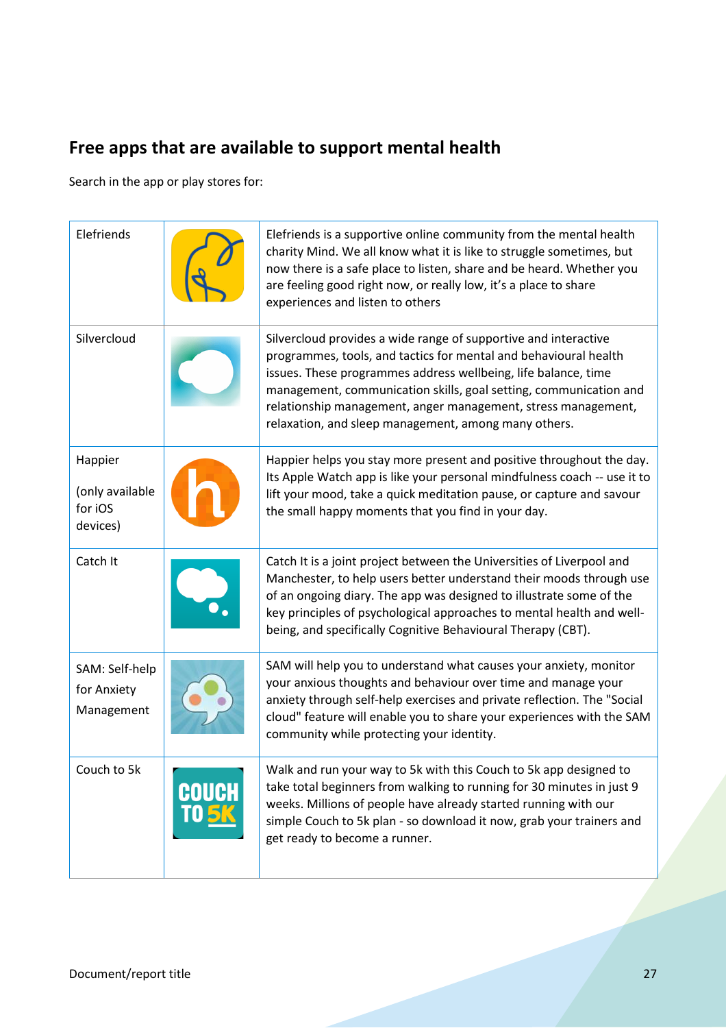## Free apps that are available to support mental health

Search in the app or play stores for:

| | | |
|---|---|---|
| Elefriends | | Elefriends is a supportive online community from the mental health charity Mind. We all know what it is like to struggle sometimes, but now there is a safe place to listen, share and be heard. Whether you are feeling good right now, or really low, it's a place to share experiences and listen to others |
| Silvercloud | | Silvercloud provides a wide range of supportive and interactive programmes, tools, and tactics for mental and behavioural health issues. These programmes address wellbeing, life balance, time management, communication skills, goal setting, communication and relationship management, anger management, stress management, relaxation, and sleep management, among many others. |
| Happier (only available for iOS devices) | | Happier helps you stay more present and positive throughout the day. Its Apple Watch app is like your personal mindfulness coach -- use it to lift your mood, take a quick meditation pause, or capture and savour the small happy moments that you find in your day. |
| Catch It | | Catch It is a joint project between the Universities of Liverpool and Manchester, to help users better understand their moods through use of an ongoing diary. The app was designed to illustrate some of the key principles of psychological approaches to mental health and well-being, and specifically Cognitive Behavioural Therapy (CBT). |
| SAM: Self-help for Anxiety Management | | SAM will help you to understand what causes your anxiety, monitor your anxious thoughts and behaviour over time and manage your anxiety through self-help exercises and private reflection. The "Social cloud" feature will enable you to share your experiences with the SAM community while protecting your identity. |
| Couch to 5k | | Walk and run your way to 5k with this Couch to 5k app designed to take total beginners from walking to running for 30 minutes in just 9 weeks. Millions of people have already started running with our simple Couch to 5k plan - so download it now, grab your trainers and get ready to become a runner. |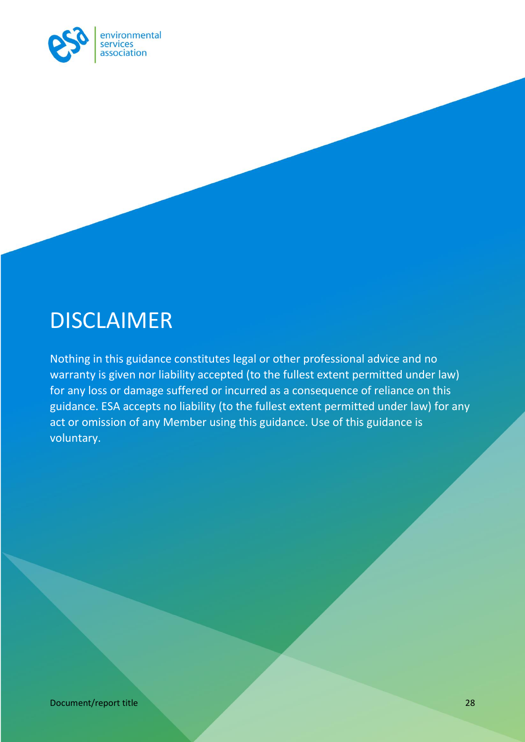# DISCLAIMER

Nothing in this guidance constitutes legal or other professional advice and no warranty is given nor liability accepted (to the fullest extent permitted under law) for any loss or damage suffered or incurred as a consequence of reliance on this guidance. ESA accepts no liability (to the fullest extent permitted under law) for any act or omission of any Member using this guidance. Use of this guidance is voluntary.